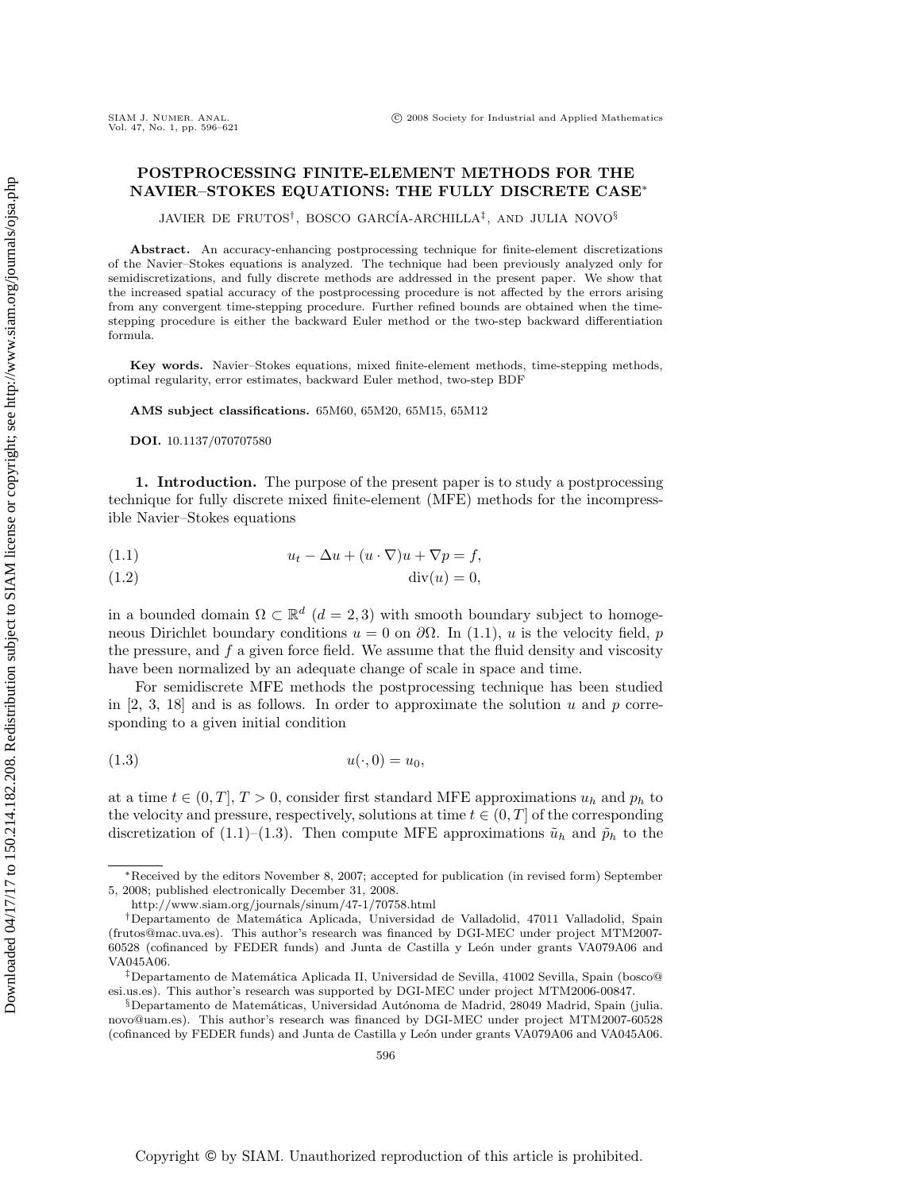# POSTPROCESSING FINITE-ELEMENT METHODS FOR THE NAVIER–STOKES EQUATIONS: THE FULLY DISCRETE CASE*

JAVIER DE FRUTOS[†], BOSCO GARCÍA-ARCHILLA[‡], AND JULIA NOVO[§]

**Abstract.** An accuracy-enhancing postprocessing technique for finite-element discretizations of the Navier–Stokes equations is analyzed. The technique had been previously analyzed only for semidiscretizations, and fully discrete methods are addressed in the present paper. We show that the increased spatial accuracy of the postprocessing procedure is not affected by the errors arising from any convergent time-stepping procedure. Further refined bounds are obtained when the time-stepping procedure is either the backward Euler method or the two-step backward differentiation formula.

**Key words.** Navier–Stokes equations, mixed finite-element methods, time-stepping methods, optimal regularity, error estimates, backward Euler method, two-step BDF

**AMS subject classifications.** 65M60, 65M20, 65M15, 65M12

**DOI.** 10.1137/070707580

## 1. Introduction.

The purpose of the present paper is to study a postprocessing technique for fully discrete mixed finite-element (MFE) methods for the incompressible Navier–Stokes equations

$$u_t - \Delta u + (u \cdot \nabla)u + \nabla p = f, \tag{1.1}$$

$$\operatorname{div}(u) = 0, \tag{1.2}$$

in a bounded domain $\Omega \subset \mathbb{R}^d$ ($d = 2, 3$) with smooth boundary subject to homogeneous Dirichlet boundary conditions $u = 0$ on $\partial\Omega$. In (1.1), $u$ is the velocity field, $p$ the pressure, and $f$ a given force field. We assume that the fluid density and viscosity have been normalized by an adequate change of scale in space and time.

For semidiscrete MFE methods the postprocessing technique has been studied in [2, 3, 18] and is as follows. In order to approximate the solution $u$ and $p$ corresponding to a given initial condition

$$u(\cdot, 0) = u_0, \tag{1.3}$$

at a time $t \in (0, T]$, $T > 0$, consider first standard MFE approximations $u_h$ and $p_h$ to the velocity and pressure, respectively, solutions at time $t \in (0, T]$ of the corresponding discretization of (1.1)–(1.3). Then compute MFE approximations $\tilde{u}_h$ and $\tilde{p}_h$ to the

---

*Received by the editors November 8, 2007; accepted for publication (in revised form) September 5, 2008; published electronically December 31, 2008.
http://www.siam.org/journals/sinum/47-1/70758.html

[†]Departamento de Matemática Aplicada, Universidad de Valladolid, 47011 Valladolid, Spain (frutos@mac.uva.es). This author's research was financed by DGI-MEC under project MTM2007-60528 (cofinanced by FEDER funds) and Junta de Castilla y León under grants VA079A06 and VA045A06.

[‡]Departamento de Matemática Aplicada II, Universidad de Sevilla, 41002 Sevilla, Spain (bosco@esi.us.es). This author's research was supported by DGI-MEC under project MTM2006-00847.

[§]Departamento de Matemáticas, Universidad Autónoma de Madrid, 28049 Madrid, Spain (julia.novo@uam.es). This author's research was financed by DGI-MEC under project MTM2007-60528 (cofinanced by FEDER funds) and Junta de Castilla y León under grants VA079A06 and VA045A06.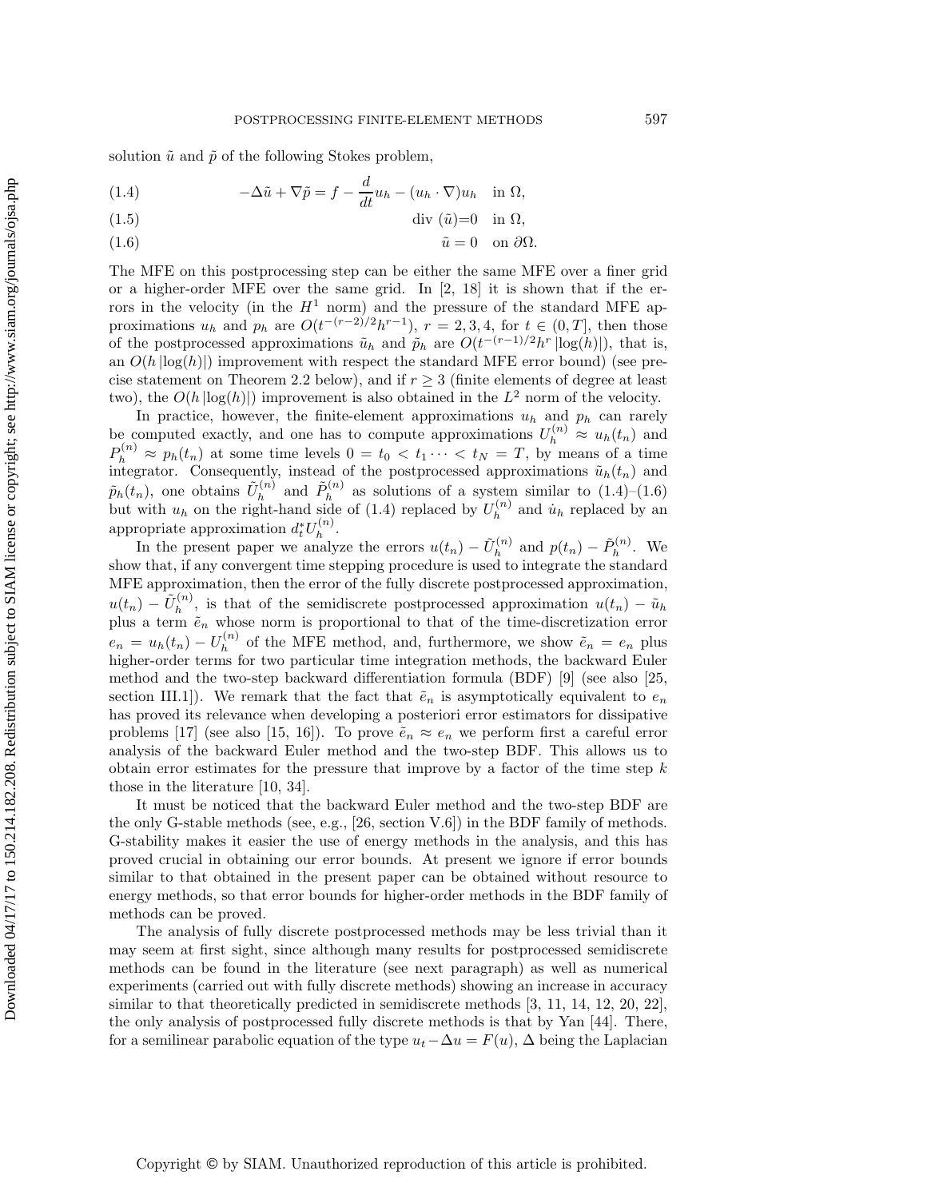solution $\tilde{u}$ and $\tilde{p}$ of the following Stokes problem,

$$-\Delta\tilde{u} + \nabla\tilde{p} = f - \frac{d}{dt}u_h - (u_h \cdot \nabla)u_h \quad \text{in } \Omega, \tag{1.4}$$

$$\text{div } (\tilde{u}) = 0 \quad \text{in } \Omega, \tag{1.5}$$

$$\tilde{u} = 0 \quad \text{on } \partial\Omega. \tag{1.6}$$

The MFE on this postprocessing step can be either the same MFE over a finer grid or a higher-order MFE over the same grid. In [2, 18] it is shown that if the errors in the velocity (in the $H^1$ norm) and the pressure of the standard MFE approximations $u_h$ and $p_h$ are $O(t^{-(r-2)/2}h^{r-1})$, $r = 2, 3, 4$, for $t \in (0, T]$, then those of the postprocessed approximations $\tilde{u}_h$ and $\tilde{p}_h$ are $O(t^{-(r-1)/2}h^r |\log(h)|)$, that is, an $O(h|\log(h)|)$ improvement with respect the standard MFE error bound) (see precise statement on Theorem 2.2 below), and if $r \geq 3$ (finite elements of degree at least two), the $O(h|\log(h)|)$ improvement is also obtained in the $L^2$ norm of the velocity.

In practice, however, the finite-element approximations $u_h$ and $p_h$ can rarely be computed exactly, and one has to compute approximations $U_h^{(n)} \approx u_h(t_n)$ and $P_h^{(n)} \approx p_h(t_n)$ at some time levels $0 = t_0 < t_1 \cdots < t_N = T$, by means of a time integrator. Consequently, instead of the postprocessed approximations $\tilde{u}_h(t_n)$ and $\tilde{p}_h(t_n)$, one obtains $\tilde{U}_h^{(n)}$ and $\tilde{P}_h^{(n)}$ as solutions of a system similar to (1.4)–(1.6) but with $u_h$ on the right-hand side of (1.4) replaced by $U_h^{(n)}$ and $\dot{u}_h$ replaced by an appropriate approximation $d_t^* U_h^{(n)}$.

In the present paper we analyze the errors $u(t_n) - \tilde{U}_h^{(n)}$ and $p(t_n) - \tilde{P}_h^{(n)}$. We show that, if any convergent time stepping procedure is used to integrate the standard MFE approximation, then the error of the fully discrete postprocessed approximation, $u(t_n) - \tilde{U}_h^{(n)}$, is that of the semidiscrete postprocessed approximation $u(t_n) - \tilde{u}_h$ plus a term $\tilde{e}_n$ whose norm is proportional to that of the time-discretization error $e_n = u_h(t_n) - U_h^{(n)}$ of the MFE method, and, furthermore, we show $\tilde{e}_n = e_n$ plus higher-order terms for two particular time integration methods, the backward Euler method and the two-step backward differentiation formula (BDF) [9] (see also [25, section III.1]). We remark that the fact that $\tilde{e}_n$ is asymptotically equivalent to $e_n$ has proved its relevance when developing a posteriori error estimators for dissipative problems [17] (see also [15, 16]). To prove $\tilde{e}_n \approx e_n$ we perform first a careful error analysis of the backward Euler method and the two-step BDF. This allows us to obtain error estimates for the pressure that improve by a factor of the time step $k$ those in the literature [10, 34].

It must be noticed that the backward Euler method and the two-step BDF are the only G-stable methods (see, e.g., [26, section V.6]) in the BDF family of methods. G-stability makes it easier the use of energy methods in the analysis, and this has proved crucial in obtaining our error bounds. At present we ignore if error bounds similar to that obtained in the present paper can be obtained without resource to energy methods, so that error bounds for higher-order methods in the BDF family of methods can be proved.

The analysis of fully discrete postprocessed methods may be less trivial than it may seem at first sight, since although many results for postprocessed semidiscrete methods can be found in the literature (see next paragraph) as well as numerical experiments (carried out with fully discrete methods) showing an increase in accuracy similar to that theoretically predicted in semidiscrete methods [3, 11, 14, 12, 20, 22], the only analysis of postprocessed fully discrete methods is that by Yan [44]. There, for a semilinear parabolic equation of the type $u_t - \Delta u = F(u)$, $\Delta$ being the Laplacian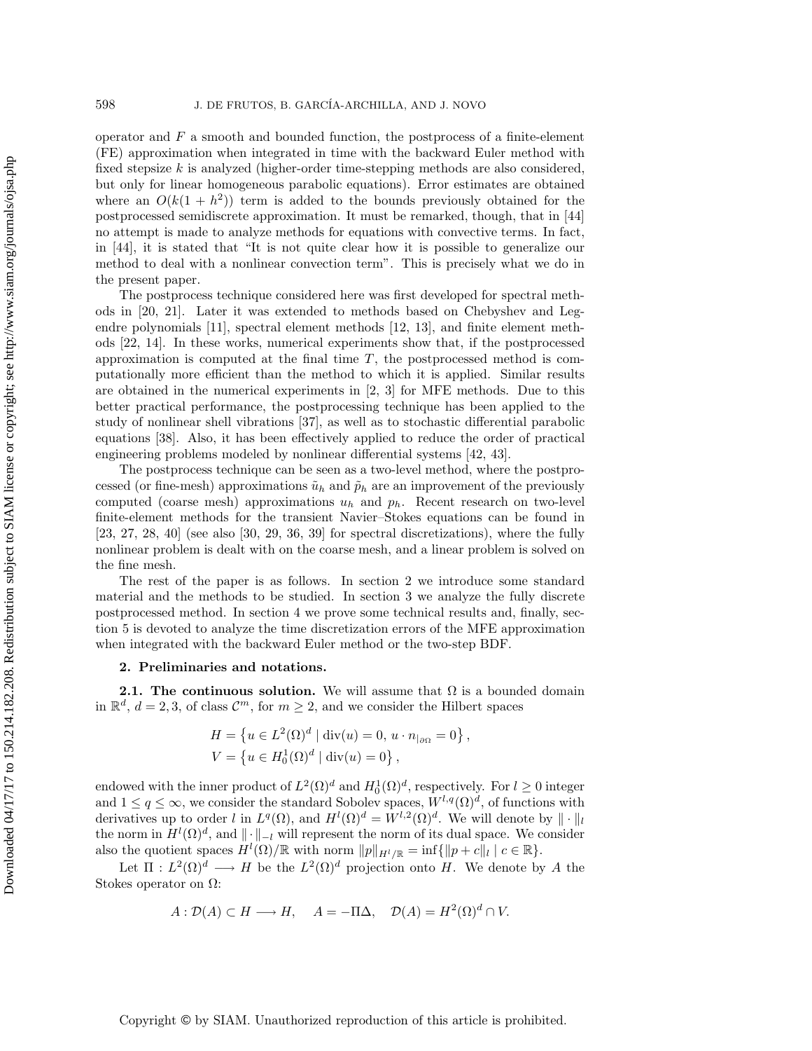operator and $F$ a smooth and bounded function, the postprocess of a finite-element (FE) approximation when integrated in time with the backward Euler method with fixed stepsize $k$ is analyzed (higher-order time-stepping methods are also considered, but only for linear homogeneous parabolic equations). Error estimates are obtained where an $O(k(1+h^2))$ term is added to the bounds previously obtained for the postprocessed semidiscrete approximation. It must be remarked, though, that in [44] no attempt is made to analyze methods for equations with convective terms. In fact, in [44], it is stated that "It is not quite clear how it is possible to generalize our method to deal with a nonlinear convection term". This is precisely what we do in the present paper.

The postprocess technique considered here was first developed for spectral methods in [20, 21]. Later it was extended to methods based on Chebyshev and Legendre polynomials [11], spectral element methods [12, 13], and finite element methods [22, 14]. In these works, numerical experiments show that, if the postprocessed approximation is computed at the final time $T$, the postprocessed method is computationally more efficient than the method to which it is applied. Similar results are obtained in the numerical experiments in [2, 3] for MFE methods. Due to this better practical performance, the postprocessing technique has been applied to the study of nonlinear shell vibrations [37], as well as to stochastic differential parabolic equations [38]. Also, it has been effectively applied to reduce the order of practical engineering problems modeled by nonlinear differential systems [42, 43].

The postprocess technique can be seen as a two-level method, where the postprocessed (or fine-mesh) approximations $\tilde{u}_h$ and $\tilde{p}_h$ are an improvement of the previously computed (coarse mesh) approximations $u_h$ and $p_h$. Recent research on two-level finite-element methods for the transient Navier–Stokes equations can be found in [23, 27, 28, 40] (see also [30, 29, 36, 39] for spectral discretizations), where the fully nonlinear problem is dealt with on the coarse mesh, and a linear problem is solved on the fine mesh.

The rest of the paper is as follows. In section 2 we introduce some standard material and the methods to be studied. In section 3 we analyze the fully discrete postprocessed method. In section 4 we prove some technical results and, finally, section 5 is devoted to analyze the time discretization errors of the MFE approximation when integrated with the backward Euler method or the two-step BDF.

## 2. Preliminaries and notations.

**2.1. The continuous solution.** We will assume that $\Omega$ is a bounded domain in $\mathbb{R}^d$, $d = 2, 3$, of class $\mathcal{C}^m$, for $m \geq 2$, and we consider the Hilbert spaces

$$
\begin{aligned}
H &= \left\{ u \in L^2(\Omega)^d \mid \operatorname{div}(u) = 0,\, u \cdot n_{|_{\partial\Omega}} = 0 \right\}, \\
V &= \left\{ u \in H_0^1(\Omega)^d \mid \operatorname{div}(u) = 0 \right\},
\end{aligned}
$$

endowed with the inner product of $L^2(\Omega)^d$ and $H_0^1(\Omega)^d$, respectively. For $l \geq 0$ integer and $1 \leq q \leq \infty$, we consider the standard Sobolev spaces, $W^{l,q}(\Omega)^d$, of functions with derivatives up to order $l$ in $L^q(\Omega)$, and $H^l(\Omega)^d = W^{l,2}(\Omega)^d$. We will denote by $\|\cdot\|_l$ the norm in $H^l(\Omega)^d$, and $\|\cdot\|_{-l}$ will represent the norm of its dual space. We consider also the quotient spaces $H^l(\Omega)/\mathbb{R}$ with norm $\|p\|_{H^l/\mathbb{R}} = \inf\{\|p + c\|_l \mid c \in \mathbb{R}\}$.

Let $\Pi : L^2(\Omega)^d \longrightarrow H$ be the $L^2(\Omega)^d$ projection onto $H$. We denote by $A$ the Stokes operator on $\Omega$:

$$
A : \mathcal{D}(A) \subset H \longrightarrow H, \quad A = -\Pi\Delta, \quad \mathcal{D}(A) = H^2(\Omega)^d \cap V.
$$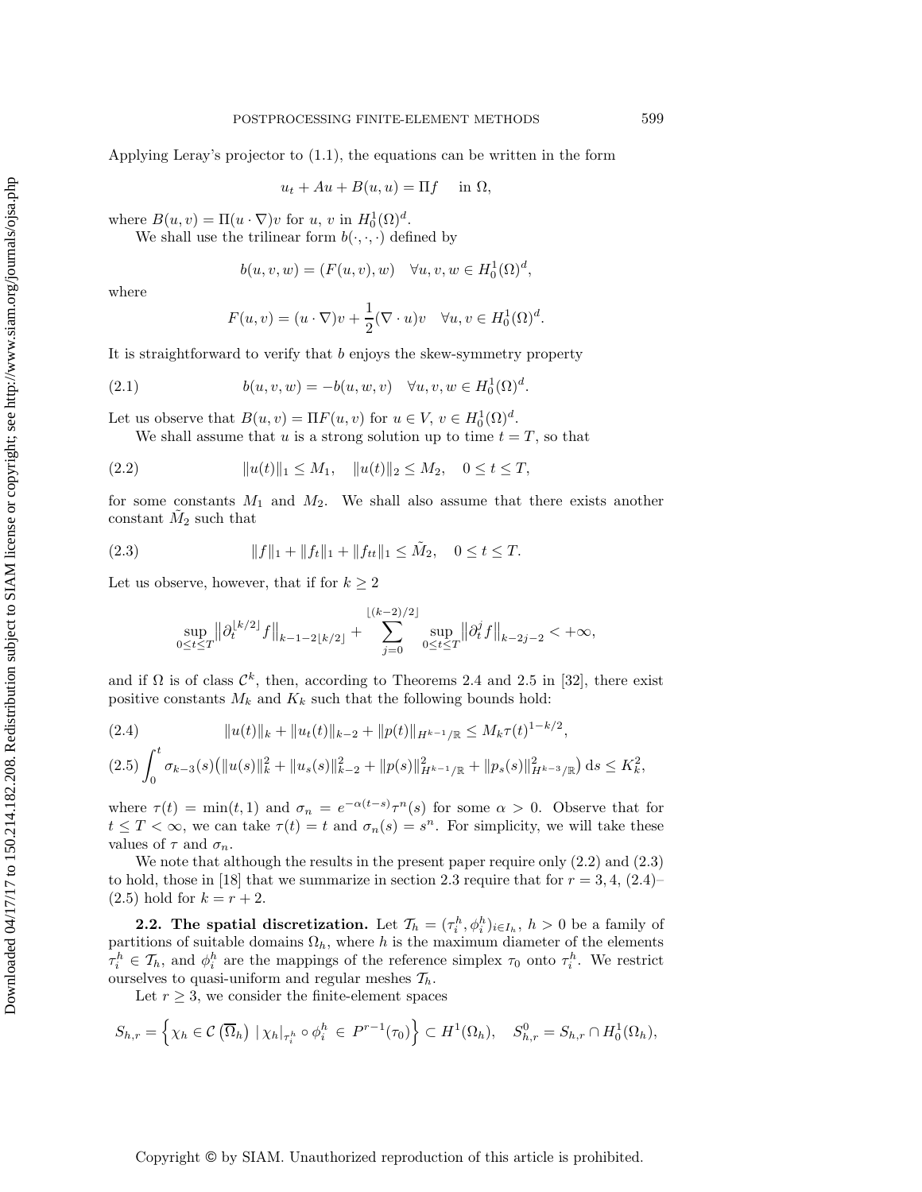Applying Leray's projector to (1.1), the equations can be written in the form

$$u_t + Au + B(u,u) = \Pi f \quad \text{ in } \Omega,$$

where $B(u,v) = \Pi(u\cdot\nabla)v$ for $u$, $v$ in $H_0^1(\Omega)^d$.

We shall use the trilinear form $b(\cdot,\cdot,\cdot)$ defined by

$$b(u,v,w) = (F(u,v),w) \quad \forall u,v,w \in H_0^1(\Omega)^d,$$

where

$$F(u,v) = (u\cdot\nabla)v + \frac{1}{2}(\nabla\cdot u)v \quad \forall u,v \in H_0^1(\Omega)^d.$$

It is straightforward to verify that $b$ enjoys the skew-symmetry property

$$b(u,v,w) = -b(u,w,v) \quad \forall u,v,w \in H_0^1(\Omega)^d. \tag{2.1}$$

Let us observe that $B(u,v) = \Pi F(u,v)$ for $u \in V$, $v \in H_0^1(\Omega)^d$.

We shall assume that $u$ is a strong solution up to time $t = T$, so that

$$\|u(t)\|_1 \le M_1, \quad \|u(t)\|_2 \le M_2, \quad 0 \le t \le T, \tag{2.2}$$

for some constants $M_1$ and $M_2$. We shall also assume that there exists another constant $\tilde{M}_2$ such that

$$\|f\|_1 + \|f_t\|_1 + \|f_{tt}\|_1 \le \tilde{M}_2, \quad 0 \le t \le T. \tag{2.3}$$

Let us observe, however, that if for $k \ge 2$

$$\sup_{0\le t\le T} \left\|\partial_t^{\lfloor k/2\rfloor} f\right\|_{k-1-2\lfloor k/2\rfloor} + \sum_{j=0}^{\lfloor (k-2)/2\rfloor} \sup_{0\le t\le T}\left\|\partial_t^j f\right\|_{k-2j-2} < +\infty,$$

and if $\Omega$ is of class $\mathcal{C}^k$, then, according to Theorems 2.4 and 2.5 in [32], there exist positive constants $M_k$ and $K_k$ such that the following bounds hold:

$$\|u(t)\|_k + \|u_t(t)\|_{k-2} + \|p(t)\|_{H^{k-1}/\mathbb{R}} \le M_k \tau(t)^{1-k/2}, \tag{2.4}$$

$$\int_0^t \sigma_{k-3}(s)\big(\|u(s)\|_k^2 + \|u_s(s)\|_{k-2}^2 + \|p(s)\|_{H^{k-1}/\mathbb{R}}^2 + \|p_s(s)\|_{H^{k-3}/\mathbb{R}}^2\big)\,\mathrm{d}s \le K_k^2, \tag{2.5}$$

where $\tau(t) = \min(t,1)$ and $\sigma_n = e^{-\alpha(t-s)}\tau^n(s)$ for some $\alpha > 0$. Observe that for $t \le T < \infty$, we can take $\tau(t) = t$ and $\sigma_n(s) = s^n$. For simplicity, we will take these values of $\tau$ and $\sigma_n$.

We note that although the results in the present paper require only (2.2) and (2.3) to hold, those in [18] that we summarize in section 2.3 require that for $r = 3,4$, (2.4)–(2.5) hold for $k = r+2$.

**2.2. The spatial discretization.** Let $\mathcal{T}_h = (\tau_i^h, \phi_i^h)_{i\in I_h}$, $h > 0$ be a family of partitions of suitable domains $\Omega_h$, where $h$ is the maximum diameter of the elements $\tau_i^h \in \mathcal{T}_h$, and $\phi_i^h$ are the mappings of the reference simplex $\tau_0$ onto $\tau_i^h$. We restrict ourselves to quasi-uniform and regular meshes $\mathcal{T}_h$.

Let $r \ge 3$, we consider the finite-element spaces

$$S_{h,r} = \left\{\chi_h \in \mathcal{C}\left(\overline{\Omega}_h\right) \mid \chi_h|_{\tau_i^h}\circ\phi_i^h \in P^{r-1}(\tau_0)\right\} \subset H^1(\Omega_h), \quad S_{h,r}^0 = S_{h,r}\cap H_0^1(\Omega_h),$$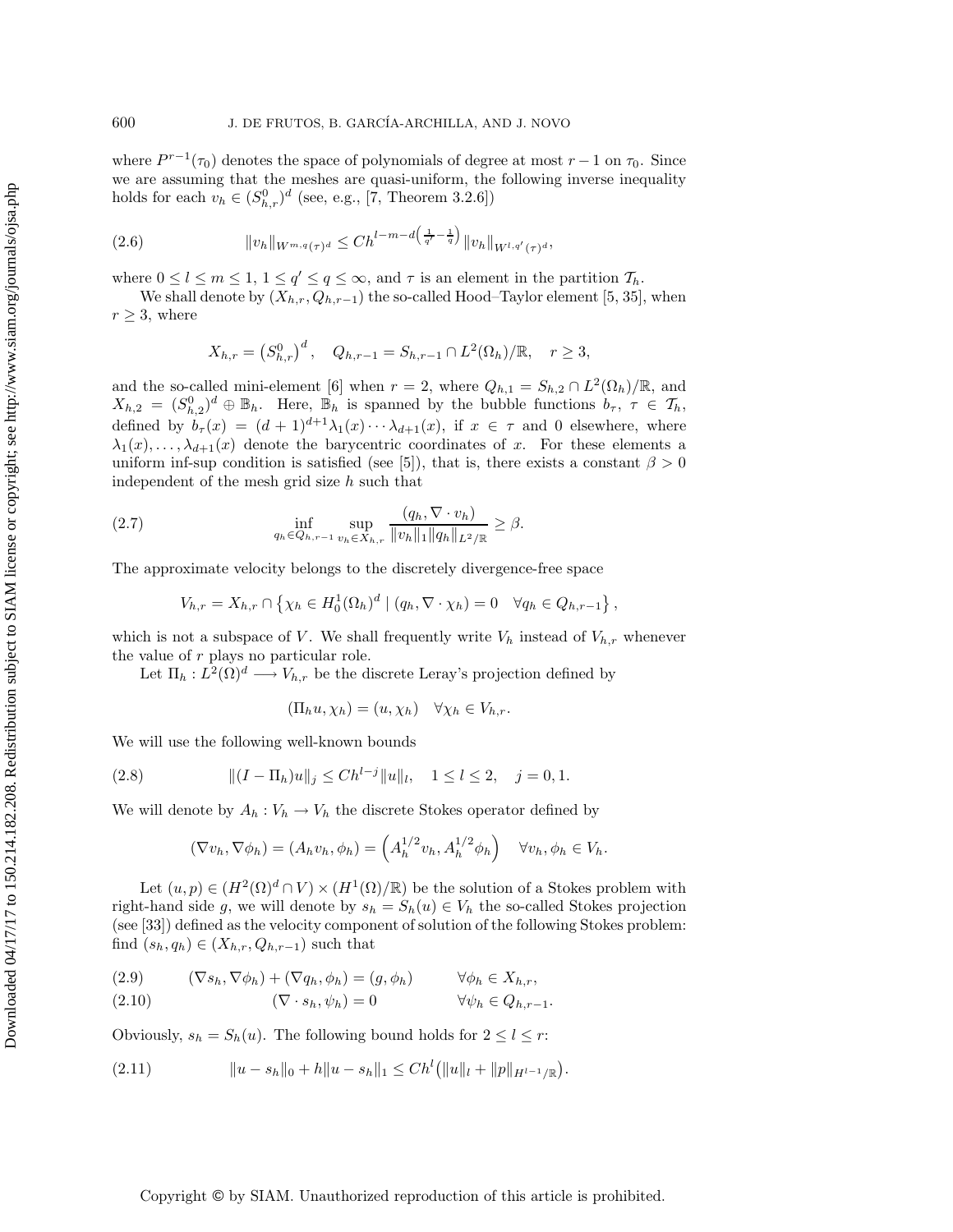where $P^{r-1}(\tau_0)$ denotes the space of polynomials of degree at most $r-1$ on $\tau_0$. Since we are assuming that the meshes are quasi-uniform, the following inverse inequality holds for each $v_h \in (S^0_{h,r})^d$ (see, e.g., [7, Theorem 3.2.6])

$$\|v_h\|_{W^{m,q}(\tau)^d} \leq C h^{l-m-d\left(\frac{1}{q'}-\frac{1}{q}\right)} \|v_h\|_{W^{l,q'}(\tau)^d}, \tag{2.6}$$

where $0 \leq l \leq m \leq 1$, $1 \leq q' \leq q \leq \infty$, and $\tau$ is an element in the partition $\mathcal{T}_h$.

We shall denote by $(X_{h,r}, Q_{h,r-1})$ the so-called Hood–Taylor element [5, 35], when $r \geq 3$, where

$$X_{h,r} = \left(S^0_{h,r}\right)^d, \quad Q_{h,r-1} = S_{h,r-1} \cap L^2(\Omega_h)/\mathbb{R}, \quad r \geq 3,$$

and the so-called mini-element [6] when $r = 2$, where $Q_{h,1} = S_{h,2} \cap L^2(\Omega_h)/\mathbb{R}$, and $X_{h,2} = (S^0_{h,2})^d \oplus \mathbb{B}_h$. Here, $\mathbb{B}_h$ is spanned by the bubble functions $b_\tau$, $\tau \in \mathcal{T}_h$, defined by $b_\tau(x) = (d+1)^{d+1}\lambda_1(x)\cdots\lambda_{d+1}(x)$, if $x \in \tau$ and 0 elsewhere, where $\lambda_1(x), \ldots, \lambda_{d+1}(x)$ denote the barycentric coordinates of $x$. For these elements a uniform inf-sup condition is satisfied (see [5]), that is, there exists a constant $\beta > 0$ independent of the mesh grid size $h$ such that

$$\inf_{q_h \in Q_{h,r-1}} \sup_{v_h \in X_{h,r}} \frac{(q_h, \nabla \cdot v_h)}{\|v_h\|_1 \|q_h\|_{L^2/\mathbb{R}}} \geq \beta. \tag{2.7}$$

The approximate velocity belongs to the discretely divergence-free space

$$V_{h,r} = X_{h,r} \cap \left\{ \chi_h \in H^1_0(\Omega_h)^d \mid (q_h, \nabla \cdot \chi_h) = 0 \quad \forall q_h \in Q_{h,r-1} \right\},$$

which is not a subspace of $V$. We shall frequently write $V_h$ instead of $V_{h,r}$ whenever the value of $r$ plays no particular role.

Let $\Pi_h : L^2(\Omega)^d \longrightarrow V_{h,r}$ be the discrete Leray's projection defined by

$$(\Pi_h u, \chi_h) = (u, \chi_h) \quad \forall \chi_h \in V_{h,r}.$$

We will use the following well-known bounds

$$\|(I - \Pi_h)u\|_j \leq C h^{l-j} \|u\|_l, \quad 1 \leq l \leq 2, \quad j = 0, 1. \tag{2.8}$$

We will denote by $A_h : V_h \to V_h$ the discrete Stokes operator defined by

$$(\nabla v_h, \nabla \phi_h) = (A_h v_h, \phi_h) = \left(A_h^{1/2} v_h, A_h^{1/2} \phi_h\right) \quad \forall v_h, \phi_h \in V_h.$$

Let $(u, p) \in (H^2(\Omega)^d \cap V) \times (H^1(\Omega)/\mathbb{R})$ be the solution of a Stokes problem with right-hand side $g$, we will denote by $s_h = S_h(u) \in V_h$ the so-called Stokes projection (see [33]) defined as the velocity component of solution of the following Stokes problem: find $(s_h, q_h) \in (X_{h,r}, Q_{h,r-1})$ such that

$$(\nabla s_h, \nabla \phi_h) + (\nabla q_h, \phi_h) = (g, \phi_h) \qquad \forall \phi_h \in X_{h,r}, \tag{2.9}$$

$$(\nabla \cdot s_h, \psi_h) = 0 \qquad \forall \psi_h \in Q_{h,r-1}. \tag{2.10}$$

Obviously, $s_h = S_h(u)$. The following bound holds for $2 \leq l \leq r$:

$$\|u - s_h\|_0 + h\|u - s_h\|_1 \leq C h^l \left(\|u\|_l + \|p\|_{H^{l-1}/\mathbb{R}}\right). \tag{2.11}$$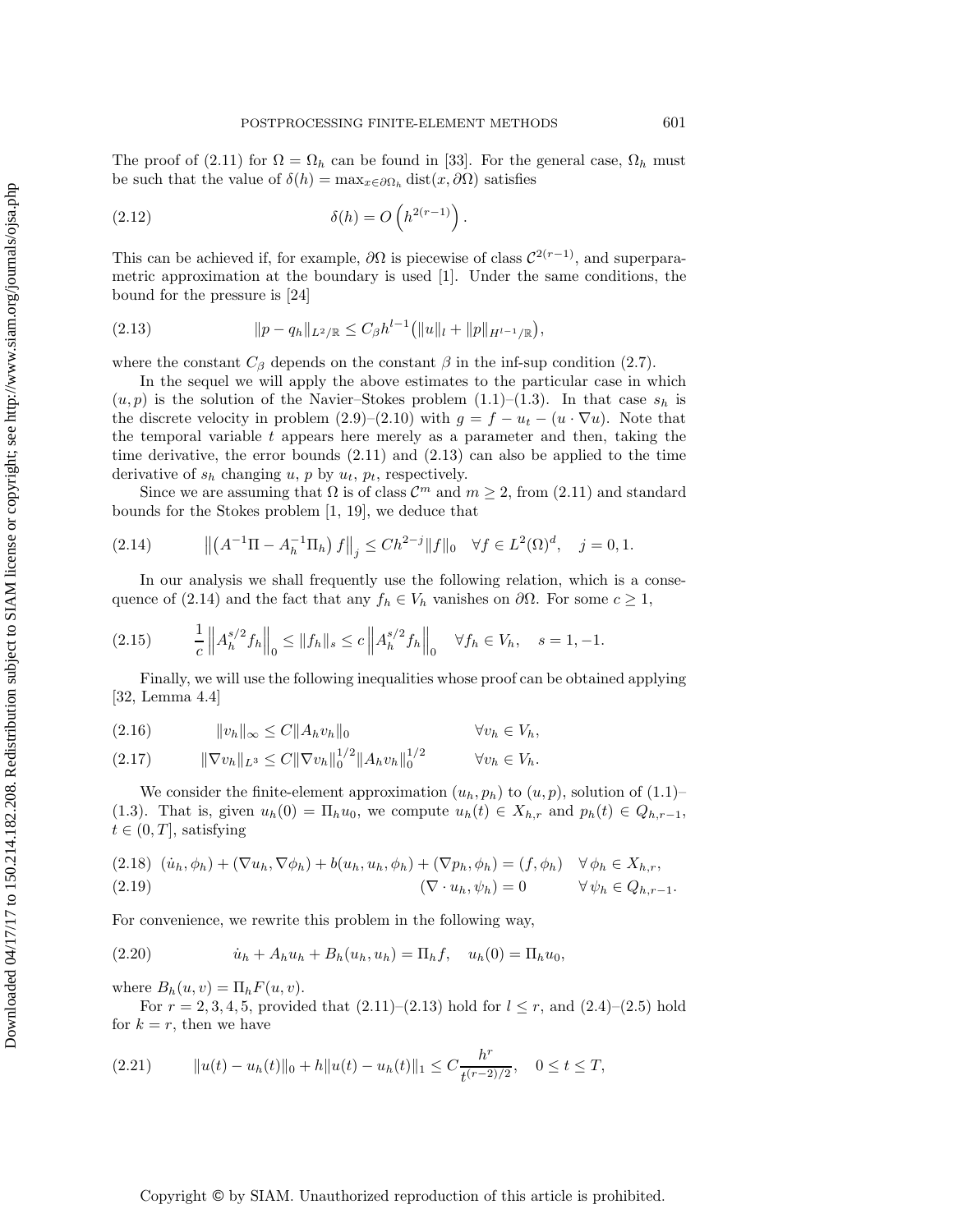The proof of (2.11) for $\Omega = \Omega_h$ can be found in [33]. For the general case, $\Omega_h$ must be such that the value of $\delta(h) = \max_{x\in\partial\Omega_h} \text{dist}(x, \partial\Omega)$ satisfies

$$\delta(h) = O\left(h^{2(r-1)}\right). \tag{2.12}$$

This can be achieved if, for example, $\partial\Omega$ is piecewise of class $\mathcal{C}^{2(r-1)}$, and superparametric approximation at the boundary is used [1]. Under the same conditions, the bound for the pressure is [24]

$$\|p - q_h\|_{L^2/\mathbb{R}} \le C_\beta h^{l-1}\big(\|u\|_l + \|p\|_{H^{l-1}/\mathbb{R}}\big), \tag{2.13}$$

where the constant $C_\beta$ depends on the constant $\beta$ in the inf-sup condition (2.7).

In the sequel we will apply the above estimates to the particular case in which $(u, p)$ is the solution of the Navier–Stokes problem (1.1)–(1.3). In that case $s_h$ is the discrete velocity in problem (2.9)–(2.10) with $g = f - u_t - (u \cdot \nabla u)$. Note that the temporal variable $t$ appears here merely as a parameter and then, taking the time derivative, the error bounds (2.11) and (2.13) can also be applied to the time derivative of $s_h$ changing $u$, $p$ by $u_t$, $p_t$, respectively.

Since we are assuming that $\Omega$ is of class $\mathcal{C}^m$ and $m \ge 2$, from (2.11) and standard bounds for the Stokes problem [1, 19], we deduce that

$$\left\|\left(A^{-1}\Pi - A_h^{-1}\Pi_h\right) f\right\|_j \le C h^{2-j}\|f\|_0 \quad \forall f \in L^2(\Omega)^d, \quad j = 0, 1. \tag{2.14}$$

In our analysis we shall frequently use the following relation, which is a consequence of (2.14) and the fact that any $f_h \in V_h$ vanishes on $\partial\Omega$. For some $c \ge 1$,

$$\frac{1}{c}\left\|A_h^{s/2} f_h\right\|_0 \le \|f_h\|_s \le c\left\|A_h^{s/2} f_h\right\|_0 \quad \forall f_h \in V_h, \quad s = 1, -1. \tag{2.15}$$

Finally, we will use the following inequalities whose proof can be obtained applying [32, Lemma 4.4]

$$\|v_h\|_\infty \le C\|A_h v_h\|_0 \qquad \forall v_h \in V_h, \tag{2.16}$$

$$\|\nabla v_h\|_{L^3} \le C\|\nabla v_h\|_0^{1/2}\|A_h v_h\|_0^{1/2} \qquad \forall v_h \in V_h. \tag{2.17}$$

We consider the finite-element approximation $(u_h, p_h)$ to $(u, p)$, solution of (1.1)–(1.3). That is, given $u_h(0) = \Pi_h u_0$, we compute $u_h(t) \in X_{h,r}$ and $p_h(t) \in Q_{h,r-1}$, $t \in (0, T]$, satisfying

$$(\dot u_h, \phi_h) + (\nabla u_h, \nabla \phi_h) + b(u_h, u_h, \phi_h) + (\nabla p_h, \phi_h) = (f, \phi_h) \quad \forall\, \phi_h \in X_{h,r}, \tag{2.18}$$

$$(\nabla \cdot u_h, \psi_h) = 0 \qquad \forall\, \psi_h \in Q_{h,r-1}. \tag{2.19}$$

For convenience, we rewrite this problem in the following way,

$$\dot u_h + A_h u_h + B_h(u_h, u_h) = \Pi_h f, \quad u_h(0) = \Pi_h u_0, \tag{2.20}$$

where $B_h(u, v) = \Pi_h F(u, v)$.

For $r = 2, 3, 4, 5$, provided that (2.11)–(2.13) hold for $l \le r$, and (2.4)–(2.5) hold for $k = r$, then we have

$$\|u(t) - u_h(t)\|_0 + h\|u(t) - u_h(t)\|_1 \le C\frac{h^r}{t^{(r-2)/2}}, \quad 0 \le t \le T, \tag{2.21}$$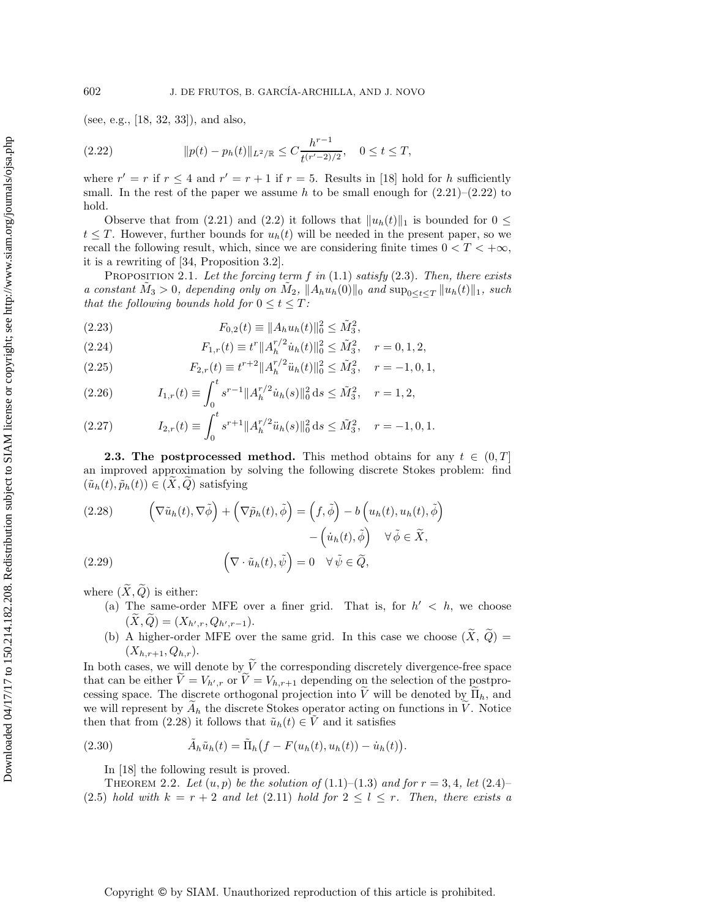(see, e.g., [18, 32, 33]), and also,

$$\|p(t) - p_h(t)\|_{L^2/\mathbb{R}} \leq C \frac{h^{r-1}}{t^{(r'-2)/2}}, \quad 0 \leq t \leq T, \tag{2.22}$$

where $r' = r$ if $r \leq 4$ and $r' = r + 1$ if $r = 5$. Results in [18] hold for $h$ sufficiently small. In the rest of the paper we assume $h$ to be small enough for (2.21)–(2.22) to hold.

Observe that from (2.21) and (2.2) it follows that $\|u_h(t)\|_1$ is bounded for $0 \leq t \leq T$. However, further bounds for $u_h(t)$ will be needed in the present paper, so we recall the following result, which, since we are considering finite times $0 < T < +\infty$, it is a rewriting of [34, Proposition 3.2].

Proposition 2.1. *Let the forcing term $f$ in* (1.1) *satisfy* (2.3). *Then, there exists a constant $\tilde{M}_3 > 0$, depending only on $\tilde{M}_2$, $\|A_h u_h(0)\|_0$ and $\sup_{0 \leq t \leq T} \|u_h(t)\|_1$, such that the following bounds hold for $0 \leq t \leq T$:*

$$F_{0,2}(t) \equiv \|A_h u_h(t)\|_0^2 \leq \tilde{M}_3^2, \tag{2.23}$$

$$F_{1,r}(t) \equiv t^r \|A_h^{r/2} \dot{u}_h(t)\|_0^2 \leq \tilde{M}_3^2, \quad r = 0, 1, 2, \tag{2.24}$$

$$F_{2,r}(t) \equiv t^{r+2} \|A_h^{r/2} \ddot{u}_h(t)\|_0^2 \leq \tilde{M}_3^2, \quad r = -1, 0, 1, \tag{2.25}$$

$$I_{1,r}(t) \equiv \int_0^t s^{r-1} \|A_h^{r/2} \dot{u}_h(s)\|_0^2 \, {\rm d}s \leq \tilde{M}_3^2, \quad r = 1, 2, \tag{2.26}$$

$$I_{2,r}(t) \equiv \int_0^t s^{r+1} \|A_h^{r/2} \ddot{u}_h(s)\|_0^2 \, {\rm d}s \leq \tilde{M}_3^2, \quad r = -1, 0, 1. \tag{2.27}$$

**2.3. The postprocessed method.** This method obtains for any $t \in (0, T]$ an improved approximation by solving the following discrete Stokes problem: find $(\tilde{u}_h(t), \tilde{p}_h(t)) \in (\widetilde{X}, \widetilde{Q})$ satisfying

$$\left(\nabla \tilde{u}_h(t), \nabla \tilde{\phi}\right) + \left(\nabla \tilde{p}_h(t), \tilde{\phi}\right) = \left(f, \tilde{\phi}\right) - b\left(u_h(t), u_h(t), \tilde{\phi}\right) - \left(\dot{u}_h(t), \tilde{\phi}\right) \quad \forall\, \tilde{\phi} \in \widetilde{X}, \tag{2.28}$$

$$\left(\nabla \cdot \tilde{u}_h(t), \tilde{\psi}\right) = 0 \quad \forall\, \tilde{\psi} \in \widetilde{Q}, \tag{2.29}$$

where $(\widetilde{X}, \widetilde{Q})$ is either:

(a) The same-order MFE over a finer grid. That is, for $h' < h$, we choose $(\widetilde{X}, \widetilde{Q}) = (X_{h',r}, Q_{h',r-1})$.

(b) A higher-order MFE over the same grid. In this case we choose $(\widetilde{X}, \widetilde{Q}) = (X_{h,r+1}, Q_{h,r})$.

In both cases, we will denote by $\widetilde{V}$ the corresponding discretely divergence-free space that can be either $\widetilde{V} = V_{h',r}$ or $\widetilde{V} = V_{h,r+1}$ depending on the selection of the postprocessing space. The discrete orthogonal projection into $\widetilde{V}$ will be denoted by $\widetilde{\Pi}_h$, and we will represent by $\tilde{A}_h$ the discrete Stokes operator acting on functions in $\widetilde{V}$. Notice then that from (2.28) it follows that $\tilde{u}_h(t) \in \widetilde{V}$ and it satisfies

$$\tilde{A}_h \tilde{u}_h(t) = \tilde{\Pi}_h \big(f - F(u_h(t), u_h(t)) - \dot{u}_h(t)\big). \tag{2.30}$$

In [18] the following result is proved.

Theorem 2.2. *Let $(u, p)$ be the solution of* (1.1)–(1.3) *and for $r = 3, 4$, let* (2.4)–(2.5) *hold with $k = r + 2$ and let* (2.11) *hold for $2 \leq l \leq r$. Then, there exists a*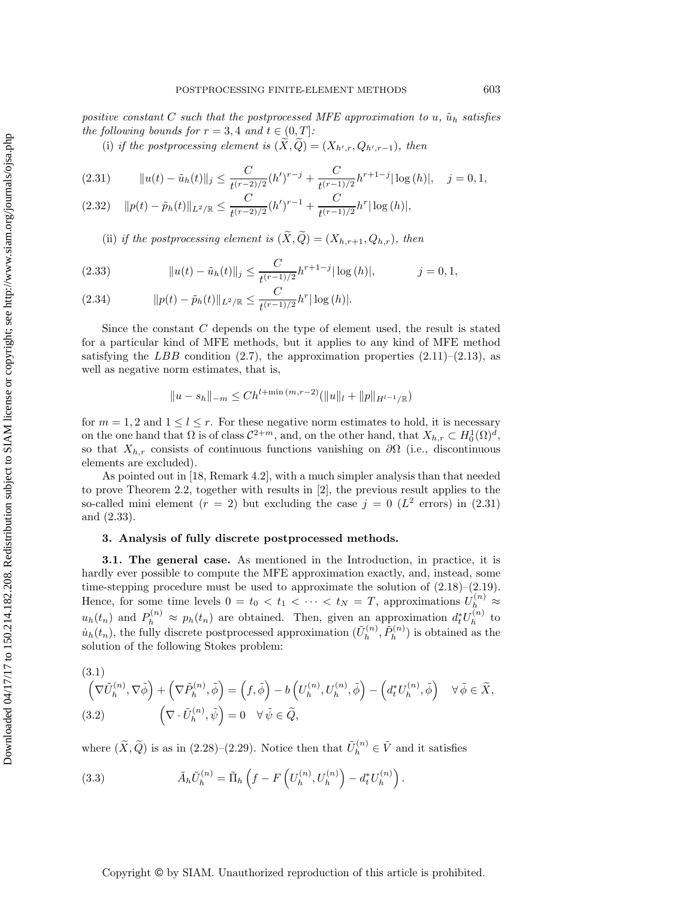*positive constant $C$ such that the postprocessed MFE approximation to $u$, $\tilde{u}_h$ satisfies the following bounds for $r = 3, 4$ and $t \in (0, T]$:*

(i) *if the postprocessing element is $(\widetilde{X}, \widetilde{Q}) = (X_{h',r}, Q_{h',r-1})$, then*

$$\|u(t) - \tilde{u}_h(t)\|_j \leq \frac{C}{t^{(r-2)/2}}(h')^{r-j} + \frac{C}{t^{(r-1)/2}}h^{r+1-j}|\log(h)|, \quad j = 0, 1, \tag{2.31}$$

$$\|p(t) - \tilde{p}_h(t)\|_{L^2/\mathbb{R}} \leq \frac{C}{t^{(r-2)/2}}(h')^{r-1} + \frac{C}{t^{(r-1)/2}}h^{r}|\log(h)|, \tag{2.32}$$

(ii) *if the postprocessing element is $(\widetilde{X}, \widetilde{Q}) = (X_{h,r+1}, Q_{h,r})$, then*

$$\|u(t) - \tilde{u}_h(t)\|_j \leq \frac{C}{t^{(r-1)/2}}h^{r+1-j}|\log(h)|, \qquad j = 0, 1, \tag{2.33}$$

$$\|p(t) - \tilde{p}_h(t)\|_{L^2/\mathbb{R}} \leq \frac{C}{t^{(r-1)/2}}h^{r}|\log(h)|. \tag{2.34}$$

Since the constant $C$ depends on the type of element used, the result is stated for a particular kind of MFE methods, but it applies to any kind of MFE method satisfying the *LBB* condition (2.7), the approximation properties (2.11)–(2.13), as well as negative norm estimates, that is,

$$\|u - s_h\|_{-m} \leq Ch^{l+\min(m,r-2)}(\|u\|_l + \|p\|_{H^{l-1}/\mathbb{R}})$$

for $m = 1, 2$ and $1 \leq l \leq r$. For these negative norm estimates to hold, it is necessary on the one hand that $\Omega$ is of class $\mathcal{C}^{2+m}$, and, on the other hand, that $X_{h,r} \subset H_0^1(\Omega)^d$, so that $X_{h,r}$ consists of continuous functions vanishing on $\partial\Omega$ (i.e., discontinuous elements are excluded).

As pointed out in [18, Remark 4.2], with a much simpler analysis than that needed to prove Theorem 2.2, together with results in [2], the previous result applies to the so-called mini element ($r = 2$) but excluding the case $j = 0$ ($L^2$ errors) in (2.31) and (2.33).

## 3. Analysis of fully discrete postprocessed methods.

**3.1. The general case.** As mentioned in the Introduction, in practice, it is hardly ever possible to compute the MFE approximation exactly, and, instead, some time-stepping procedure must be used to approximate the solution of (2.18)–(2.19). Hence, for some time levels $0 = t_0 < t_1 < \cdots < t_N = T$, approximations $U_h^{(n)} \approx u_h(t_n)$ and $P_h^{(n)} \approx p_h(t_n)$ are obtained. Then, given an approximation $d_t^* U_h^{(n)}$ to $\dot{u}_h(t_n)$, the fully discrete postprocessed approximation $(\tilde{U}_h^{(n)}, \tilde{P}_h^{(n)})$ is obtained as the solution of the following Stokes problem:

$$\left(\nabla\tilde{U}_h^{(n)}, \nabla\tilde{\phi}\right) + \left(\nabla\tilde{P}_h^{(n)}, \tilde{\phi}\right) = \left(f, \tilde{\phi}\right) - b\left(U_h^{(n)}, U_h^{(n)}, \tilde{\phi}\right) - \left(d_t^* U_h^{(n)}, \tilde{\phi}\right) \quad \forall\, \tilde{\phi} \in \widetilde{X}, \tag{3.1}$$

$$\left(\nabla \cdot \tilde{U}_h^{(n)}, \tilde{\psi}\right) = 0 \quad \forall\, \tilde{\psi} \in \widetilde{Q}, \tag{3.2}$$

where $(\widetilde{X}, \widetilde{Q})$ is as in (2.28)–(2.29). Notice then that $\tilde{U}_h^{(n)} \in \tilde{V}$ and it satisfies

$$\tilde{A}_h \tilde{U}_h^{(n)} = \tilde{\Pi}_h\left(f - F\left(U_h^{(n)}, U_h^{(n)}\right) - d_t^* U_h^{(n)}\right). \tag{3.3}$$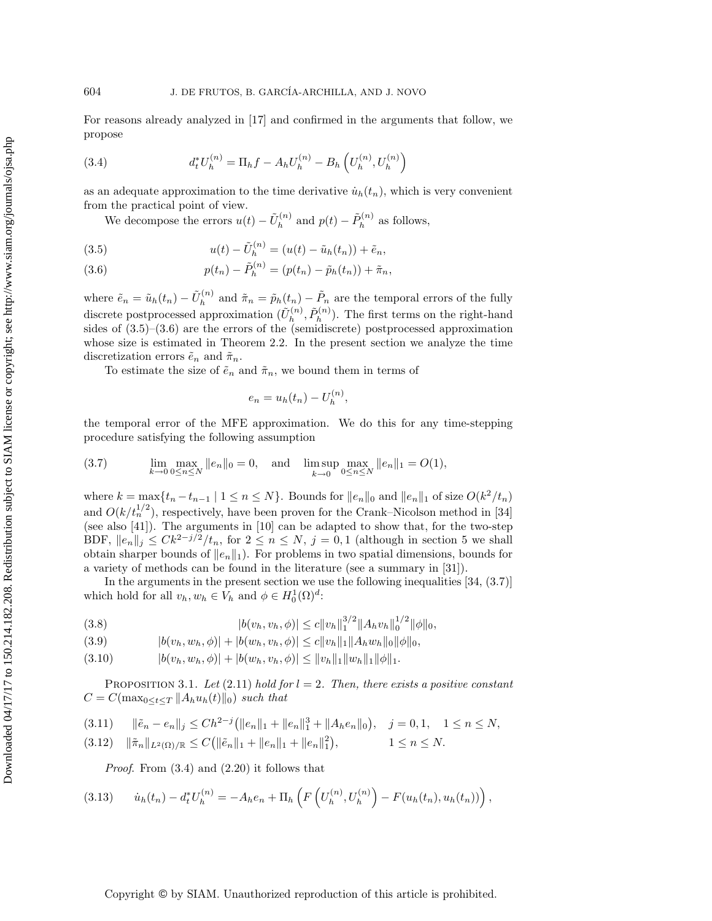For reasons already analyzed in [17] and confirmed in the arguments that follow, we propose

$$d_t^* U_h^{(n)} = \Pi_h f - A_h U_h^{(n)} - B_h \left( U_h^{(n)}, U_h^{(n)} \right) \tag{3.4}$$

as an adequate approximation to the time derivative $\dot{u}_h(t_n)$, which is very convenient from the practical point of view.

We decompose the errors $u(t) - \tilde{U}_h^{(n)}$ and $p(t) - \tilde{P}_h^{(n)}$ as follows,

$$u(t) - \tilde{U}_h^{(n)} = (u(t) - \tilde{u}_h(t_n)) + \tilde{e}_n, \tag{3.5}$$

$$p(t_n) - \tilde{P}_h^{(n)} = (p(t_n) - \tilde{p}_h(t_n)) + \tilde{\pi}_n, \tag{3.6}$$

where $\tilde{e}_n = \tilde{u}_h(t_n) - \tilde{U}_h^{(n)}$ and $\tilde{\pi}_n = \tilde{p}_h(t_n) - \tilde{P}_n$ are the temporal errors of the fully discrete postprocessed approximation $(\tilde{U}_h^{(n)}, \tilde{P}_h^{(n)})$. The first terms on the right-hand sides of (3.5)–(3.6) are the errors of the (semidiscrete) postprocessed approximation whose size is estimated in Theorem 2.2. In the present section we analyze the time discretization errors $\tilde{e}_n$ and $\tilde{\pi}_n$.

To estimate the size of $\tilde{e}_n$ and $\tilde{\pi}_n$, we bound them in terms of

$$e_n = u_h(t_n) - U_h^{(n)},$$

the temporal error of the MFE approximation. We do this for any time-stepping procedure satisfying the following assumption

$$\lim_{k \to 0} \max_{0 \le n \le N} \|e_n\|_0 = 0, \quad \text{and} \quad \limsup_{k \to 0} \max_{0 \le n \le N} \|e_n\|_1 = O(1), \tag{3.7}$$

where $k = \max\{t_n - t_{n-1} \mid 1 \le n \le N\}$. Bounds for $\|e_n\|_0$ and $\|e_n\|_1$ of size $O(k^2/t_n)$ and $O(k/t_n^{1/2})$, respectively, have been proven for the Crank–Nicolson method in [34] (see also [41]). The arguments in [10] can be adapted to show that, for the two-step BDF, $\|e_n\|_j \le C k^{2-j/2}/t_n$, for $2 \le n \le N$, $j = 0, 1$ (although in section 5 we shall obtain sharper bounds of $\|e_n\|_1$). For problems in two spatial dimensions, bounds for a variety of methods can be found in the literature (see a summary in [31]).

In the arguments in the present section we use the following inequalities [34, (3.7)] which hold for all $v_h, w_h \in V_h$ and $\phi \in H_0^1(\Omega)^d$:

$$|b(v_h, v_h, \phi)| \le c \|v_h\|_1^{3/2} \|A_h v_h\|_0^{1/2} \|\phi\|_0, \tag{3.8}$$

$$|b(v_h, w_h, \phi)| + |b(w_h, v_h, \phi)| \le c \|v_h\|_1 \|A_h w_h\|_0 \|\phi\|_0, \tag{3.9}$$

$$|b(v_h, w_h, \phi)| + |b(w_h, v_h, \phi)| \le \|v_h\|_1 \|w_h\|_1 \|\phi\|_1. \tag{3.10}$$

Proposition 3.1. *Let (2.11) hold for $l = 2$. Then, there exists a positive constant $C = C(\max_{0 \le t \le T} \|A_h u_h(t)\|_0)$ such that*

$$\|\tilde{e}_n - e_n\|_j \le C h^{2-j} \big( \|e_n\|_1 + \|e_n\|_1^3 + \|A_h e_n\|_0 \big), \quad j = 0, 1, \quad 1 \le n \le N, \tag{3.11}$$

$$\|\tilde{\pi}_n\|_{L^2(\Omega)/\mathbb{R}} \le C \big( \|\tilde{e}_n\|_1 + \|e_n\|_1 + \|e_n\|_1^2 \big), \qquad 1 \le n \le N. \tag{3.12}$$

*Proof.* From (3.4) and (2.20) it follows that

$$\dot{u}_h(t_n) - d_t^* U_h^{(n)} = -A_h e_n + \Pi_h \left( F\left( U_h^{(n)}, U_h^{(n)} \right) - F(u_h(t_n), u_h(t_n)) \right), \tag{3.13}$$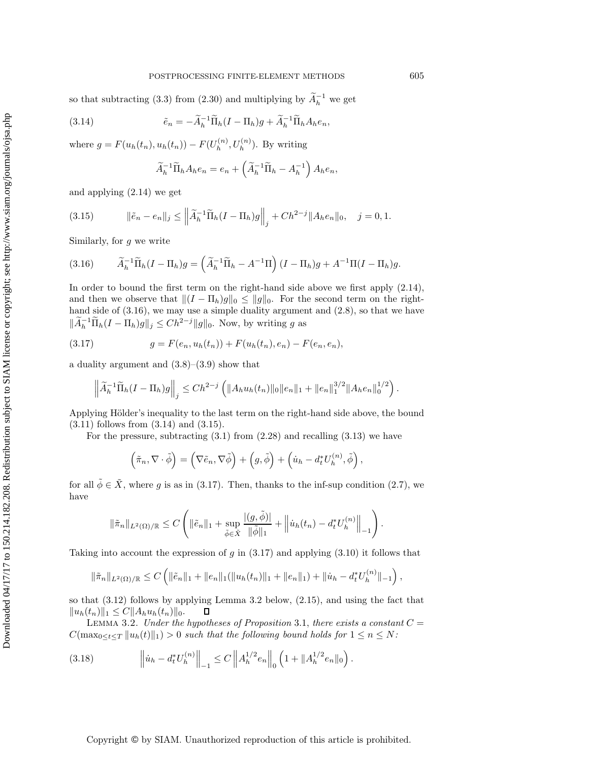so that subtracting (3.3) from (2.30) and multiplying by $\widetilde{A}_h^{-1}$ we get

$$\tilde{e}_n = -\widetilde{A}_h^{-1}\widetilde{\Pi}_h(I-\Pi_h)g + \widetilde{A}_h^{-1}\widetilde{\Pi}_h A_h e_n, \tag{3.14}$$

where $g = F(u_h(t_n), u_h(t_n)) - F(U_h^{(n)}, U_h^{(n)})$. By writing

$$\widetilde{A}_h^{-1}\widetilde{\Pi}_h A_h e_n = e_n + \left(\widetilde{A}_h^{-1}\widetilde{\Pi}_h - A_h^{-1}\right) A_h e_n,$$

and applying (2.14) we get

$$\|\tilde{e}_n - e_n\|_j \le \left\|\widetilde{A}_h^{-1}\widetilde{\Pi}_h(I-\Pi_h)g\right\|_j + Ch^{2-j}\|A_h e_n\|_0, \quad j=0,1. \tag{3.15}$$

Similarly, for $g$ we write

$$\widetilde{A}_h^{-1}\widetilde{\Pi}_h(I-\Pi_h)g = \left(\widetilde{A}_h^{-1}\widetilde{\Pi}_h - A^{-1}\Pi\right)(I-\Pi_h)g + A^{-1}\Pi(I-\Pi_h)g. \tag{3.16}$$

In order to bound the first term on the right-hand side above we first apply (2.14), and then we observe that $\|(I-\Pi_h)g\|_0 \le \|g\|_0$. For the second term on the right-hand side of (3.16), we may use a simple duality argument and (2.8), so that we have $\|\widetilde{A}_h^{-1}\widetilde{\Pi}_h(I-\Pi_h)g\|_j \le Ch^{2-j}\|g\|_0$. Now, by writing $g$ as

$$g = F(e_n, u_h(t_n)) + F(u_h(t_n), e_n) - F(e_n, e_n), \tag{3.17}$$

a duality argument and (3.8)–(3.9) show that

$$\left\|\widetilde{A}_h^{-1}\widetilde{\Pi}_h(I-\Pi_h)g\right\|_j \le Ch^{2-j}\left(\|A_h u_h(t_n)\|_0\|e_n\|_1 + \|e_n\|_1^{3/2}\|A_h e_n\|_0^{1/2}\right).$$

Applying Hölder's inequality to the last term on the right-hand side above, the bound (3.11) follows from (3.14) and (3.15).

For the pressure, subtracting (3.1) from (2.28) and recalling (3.13) we have

$$\left(\tilde{\pi}_n, \nabla\cdot\tilde{\phi}\right) = \left(\nabla\tilde{e}_n, \nabla\tilde{\phi}\right) + \left(g, \tilde{\phi}\right) + \left(\dot{u}_h - d_t^* U_h^{(n)}, \tilde{\phi}\right),$$

for all $\tilde{\phi} \in \tilde{X}$, where $g$ is as in (3.17). Then, thanks to the inf-sup condition (2.7), we have

$$\|\tilde{\pi}_n\|_{L^2(\Omega)/\mathbb{R}} \le C\left(\|\tilde{e}_n\|_1 + \sup_{\tilde{\phi}\in\tilde{X}}\frac{|(g,\tilde{\phi})|}{\|\tilde{\phi}\|_1} + \left\|\dot{u}_h(t_n) - d_t^* U_h^{(n)}\right\|_{-1}\right).$$

Taking into account the expression of $g$ in (3.17) and applying (3.10) it follows that

$$\|\tilde{\pi}_n\|_{L^2(\Omega)/\mathbb{R}} \le C\left(\|\tilde{e}_n\|_1 + \|e_n\|_1(\|u_h(t_n)\|_1 + \|e_n\|_1) + \|\dot{u}_h - d_t^* U_h^{(n)}\|_{-1}\right),$$

so that (3.12) follows by applying Lemma 3.2 below, (2.15), and using the fact that $\|u_h(t_n)\|_1 \le C\|A_h u_h(t_n)\|_0$. $\square$

Lemma 3.2. *Under the hypotheses of Proposition* 3.1, *there exists a constant* $C = C(\max_{0\le t\le T}\|u_h(t)\|_1) > 0$ *such that the following bound holds for* $1 \le n \le N$*:*

$$\left\|\dot{u}_h - d_t^* U_h^{(n)}\right\|_{-1} \le C\left\|A_h^{1/2}e_n\right\|_0\left(1 + \|A_h^{1/2}e_n\|_0\right). \tag{3.18}$$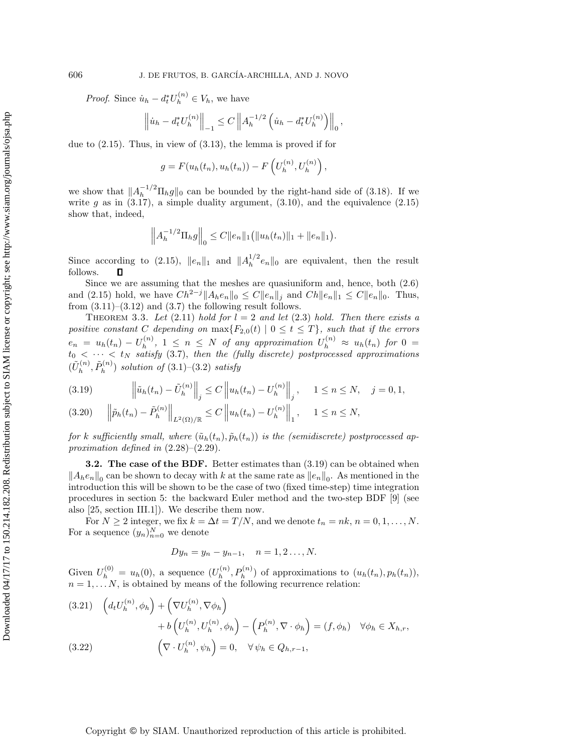*Proof.* Since $\dot{u}_h - d_t^* U_h^{(n)} \in V_h$, we have

$$\left\| \dot{u}_h - d_t^* U_h^{(n)} \right\|_{-1} \leq C \left\| A_h^{-1/2} \left( \dot{u}_h - d_t^* U_h^{(n)} \right) \right\|_0 ,$$

due to (2.15). Thus, in view of (3.13), the lemma is proved if for

$$g = F(u_h(t_n), u_h(t_n)) - F\left( U_h^{(n)}, U_h^{(n)} \right),$$

we show that $\|A_h^{-1/2} \Pi_h g\|_0$ can be bounded by the right-hand side of (3.18). If we write $g$ as in (3.17), a simple duality argument, (3.10), and the equivalence (2.15) show that, indeed,

$$\left\| A_h^{-1/2} \Pi_h g \right\|_0 \leq C \|e_n\|_1 \big( \|u_h(t_n)\|_1 + \|e_n\|_1 \big).$$

Since according to (2.15), $\|e_n\|_1$ and $\|A_h^{1/2} e_n\|_0$ are equivalent, then the result follows. ∎

Since we are assuming that the meshes are quasiuniform and, hence, both (2.6) and (2.15) hold, we have $C h^{2-j} \|A_h e_n\|_0 \leq C \|e_n\|_j$ and $C h \|e_n\|_1 \leq C \|e_n\|_0$. Thus, from (3.11)–(3.12) and (3.7) the following result follows.

THEOREM 3.3. *Let* (2.11) *hold for* $l = 2$ *and let* (2.3) *hold. Then there exists a positive constant* $C$ *depending on* $\max\{F_{2,0}(t) \mid 0 \leq t \leq T\}$*, such that if the errors* $e_n = u_h(t_n) - U_h^{(n)}$, $1 \leq n \leq N$ *of any approximation* $U_h^{(n)} \approx u_h(t_n)$ *for* $0 = t_0 < \cdots < t_N$ *satisfy* (3.7)*, then the (fully discrete) postprocessed approximations* $(\tilde{U}_h^{(n)}, \tilde{P}_h^{(n)})$ *solution of* (3.1)–(3.2) *satisfy*

$$\left\| \tilde{u}_h(t_n) - \tilde{U}_h^{(n)} \right\|_j \leq C \left\| u_h(t_n) - U_h^{(n)} \right\|_j , \qquad 1 \leq n \leq N, \quad j = 0, 1, \tag{3.19}$$

$$\left\| \tilde{p}_h(t_n) - \tilde{P}_h^{(n)} \right\|_{L^2(\Omega)/\mathbb{R}} \leq C \left\| u_h(t_n) - U_h^{(n)} \right\|_1 , \qquad 1 \leq n \leq N, \tag{3.20}$$

*for* $k$ *sufficiently small, where* $(\tilde{u}_h(t_n), \tilde{p}_h(t_n))$ *is the (semidiscrete) postprocessed approximation defined in* (2.28)–(2.29).

### 3.2. The case of the BDF.

Better estimates than (3.19) can be obtained when $\|A_h e_n\|_0$ can be shown to decay with $k$ at the same rate as $\|e_n\|_0$. As mentioned in the introduction this will be shown to be the case of two (fixed time-step) time integration procedures in section 5: the backward Euler method and the two-step BDF [9] (see also [25, section III.1]). We describe them now.

For $N \geq 2$ integer, we fix $k = \Delta t = T/N$, and we denote $t_n = nk$, $n = 0, 1, \ldots, N$. For a sequence $(y_n)_{n=0}^N$ we denote

$$D y_n = y_n - y_{n-1}, \quad n = 1, 2 \ldots, N.$$

Given $U_h^{(0)} = u_h(0)$, a sequence $(U_h^{(n)}, P_h^{(n)})$ of approximations to $(u_h(t_n), p_h(t_n))$, $n = 1, \ldots N$, is obtained by means of the following recurrence relation:

$$\begin{aligned} \left( d_t U_h^{(n)}, \phi_h \right) &+ \left( \nabla U_h^{(n)}, \nabla \phi_h \right) \\ &+ b\left( U_h^{(n)}, U_h^{(n)}, \phi_h \right) - \left( P_h^{(n)}, \nabla \cdot \phi_h \right) = (f, \phi_h) \quad \forall \phi_h \in X_{h,r}, \end{aligned} \tag{3.21}$$

$$\left( \nabla \cdot U_h^{(n)}, \psi_h \right) = 0, \quad \forall\, \psi_h \in Q_{h,r-1}, \tag{3.22}$$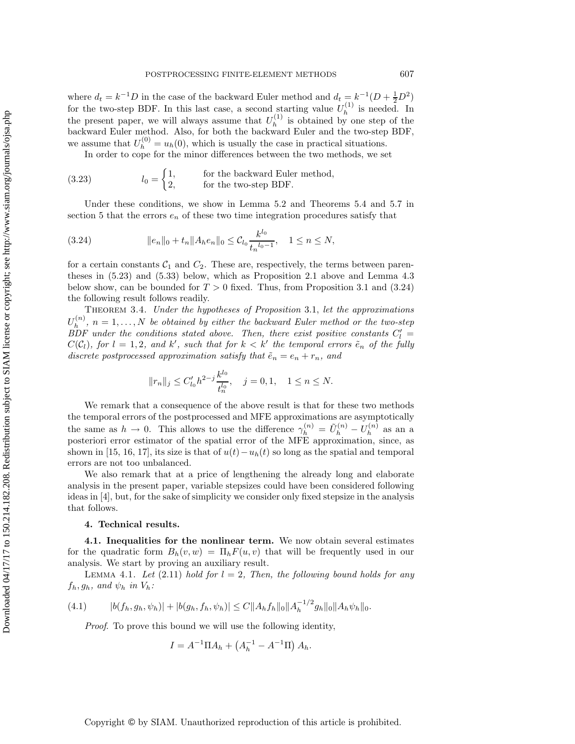where $d_t = k^{-1}D$ in the case of the backward Euler method and $d_t = k^{-1}(D + \frac{1}{2}D^2)$ for the two-step BDF. In this last case, a second starting value $U_h^{(1)}$ is needed. In the present paper, we will always assume that $U_h^{(1)}$ is obtained by one step of the backward Euler method. Also, for both the backward Euler and the two-step BDF, we assume that $U_h^{(0)} = u_h(0)$, which is usually the case in practical situations.

In order to cope for the minor differences between the two methods, we set

$$l_0 = \begin{cases} 1, & \text{for the backward Euler method,} \\ 2, & \text{for the two-step BDF.} \end{cases} \tag{3.23}$$

Under these conditions, we show in Lemma 5.2 and Theorems 5.4 and 5.7 in section 5 that the errors $e_n$ of these two time integration procedures satisfy that

$$\|e_n\|_0 + t_n\|A_h e_n\|_0 \le \mathcal{C}_{l_0} \frac{k^{l_0}}{t_n^{\,l_0-1}}, \quad 1 \le n \le N, \tag{3.24}$$

for a certain constants $\mathcal{C}_1$ and $C_2$. These are, respectively, the terms between parentheses in (5.23) and (5.33) below, which as Proposition 2.1 above and Lemma 4.3 below show, can be bounded for $T > 0$ fixed. Thus, from Proposition 3.1 and (3.24) the following result follows readily.

Theorem 3.4. *Under the hypotheses of Proposition* 3.1, *let the approximations* $U_h^{(n)}$, $n = 1, \ldots, N$ *be obtained by either the backward Euler method or the two-step BDF under the conditions stated above. Then, there exist positive constants* $C_l' = C(\mathcal{C}_l)$, *for* $l = 1, 2$, *and* $k'$, *such that for* $k < k'$ *the temporal errors* $\tilde{e}_n$ *of the fully discrete postprocessed approximation satisfy that* $\tilde{e}_n = e_n + r_n$, *and*

$$\|r_n\|_j \le C_{l_0}' h^{2-j} \frac{k^{l_0}}{t_n^{l_0}}, \quad j = 0, 1, \quad 1 \le n \le N.$$

We remark that a consequence of the above result is that for these two methods the temporal errors of the postprocessed and MFE approximations are asymptotically the same as $h \to 0$. This allows to use the difference $\gamma_h^{(n)} = \tilde{U}_h^{(n)} - U_h^{(n)}$ as an a posteriori error estimator of the spatial error of the MFE approximation, since, as shown in [15, 16, 17], its size is that of $u(t) - u_h(t)$ so long as the spatial and temporal errors are not too unbalanced.

We also remark that at a price of lengthening the already long and elaborate analysis in the present paper, variable stepsizes could have been considered following ideas in [4], but, for the sake of simplicity we consider only fixed stepsize in the analysis that follows.

## 4. Technical results.

**4.1. Inequalities for the nonlinear term.** We now obtain several estimates for the quadratic form $B_h(v, w) = \Pi_h F(u, v)$ that will be frequently used in our analysis. We start by proving an auxiliary result.

Lemma 4.1. *Let* (2.11) *hold for* $l = 2$, *Then, the following bound holds for any* $f_h, g_h$, *and* $\psi_h$ *in* $V_h$*:*

$$|b(f_h, g_h, \psi_h)| + |b(g_h, f_h, \psi_h)| \le C\|A_h f_h\|_0 \|A_h^{-1/2} g_h\|_0 \|A_h \psi_h\|_0. \tag{4.1}$$

*Proof*. To prove this bound we will use the following identity,

$$I = A^{-1}\Pi A_h + \left(A_h^{-1} - A^{-1}\Pi\right) A_h.$$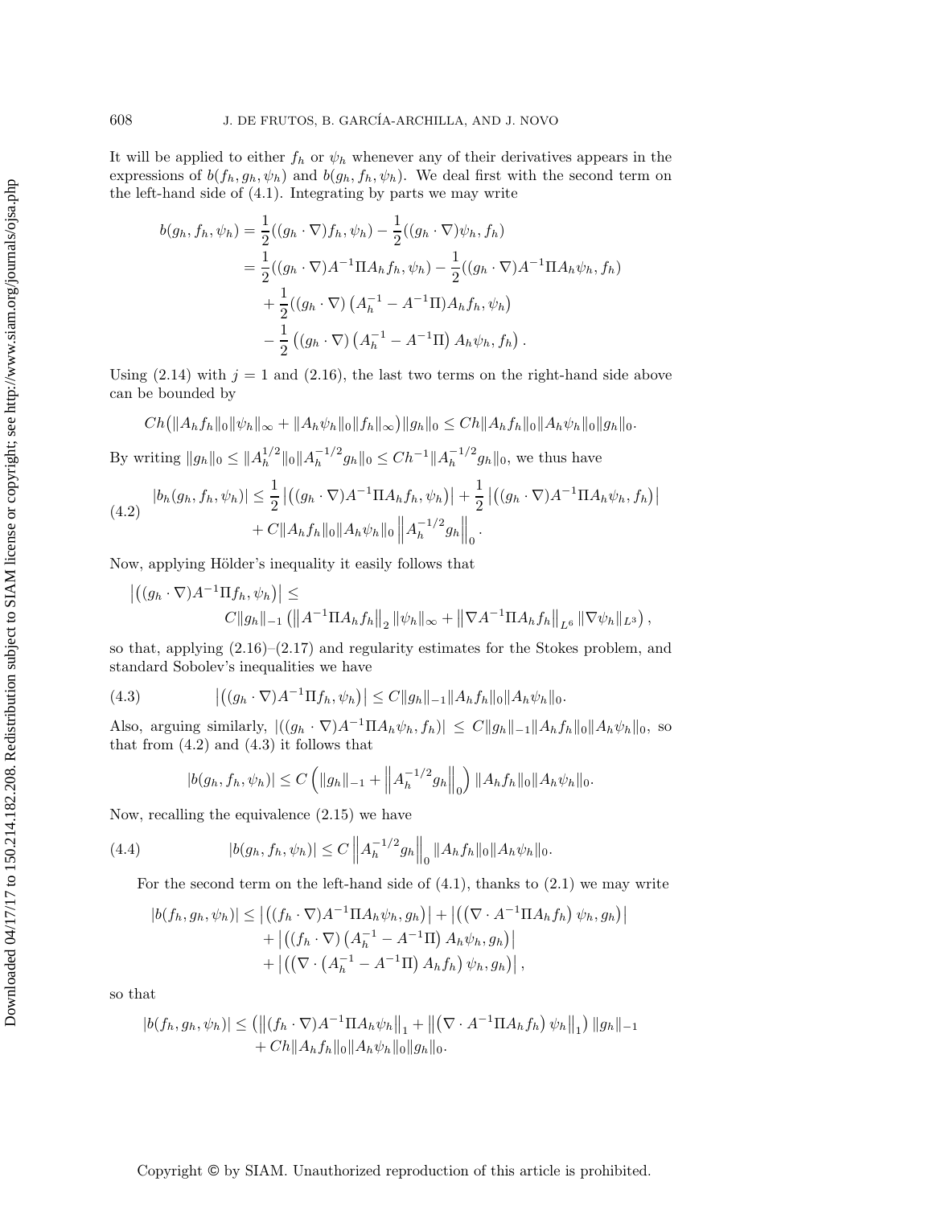It will be applied to either $f_h$ or $\psi_h$ whenever any of their derivatives appears in the expressions of $b(f_h, g_h, \psi_h)$ and $b(g_h, f_h, \psi_h)$. We deal first with the second term on the left-hand side of (4.1). Integrating by parts we may write

$$
\begin{aligned}
b(g_h, f_h, \psi_h) &= \frac{1}{2}((g_h \cdot \nabla) f_h, \psi_h) - \frac{1}{2}((g_h \cdot \nabla)\psi_h, f_h) \\
&= \frac{1}{2}((g_h \cdot \nabla) A^{-1}\Pi A_h f_h, \psi_h) - \frac{1}{2}((g_h \cdot \nabla) A^{-1}\Pi A_h \psi_h, f_h) \\
&\quad + \frac{1}{2}((g_h \cdot \nabla)\left(A_h^{-1} - A^{-1}\Pi\right) A_h f_h, \psi_h) \\
&\quad - \frac{1}{2}\left((g_h \cdot \nabla)\left(A_h^{-1} - A^{-1}\Pi\right) A_h \psi_h, f_h\right).
\end{aligned}
$$

Using (2.14) with $j = 1$ and (2.16), the last two terms on the right-hand side above can be bounded by

$$
Ch\big(\|A_h f_h\|_0 \|\psi_h\|_\infty + \|A_h \psi_h\|_0 \|f_h\|_\infty\big)\|g_h\|_0 \le Ch\|A_h f_h\|_0 \|A_h \psi_h\|_0 \|g_h\|_0.
$$

By writing $\|g_h\|_0 \le \|A_h^{1/2}\|_0 \|A_h^{-1/2} g_h\|_0 \le Ch^{-1}\|A_h^{-1/2} g_h\|_0$, we thus have

$$
\begin{aligned}
|b_h(g_h, f_h, \psi_h)| &\le \frac{1}{2}\left|\left((g_h \cdot \nabla) A^{-1}\Pi A_h f_h, \psi_h\right)\right| + \frac{1}{2}\left|\left((g_h \cdot \nabla) A^{-1}\Pi A_h \psi_h, f_h\right)\right| \\
&\quad + C\|A_h f_h\|_0 \|A_h \psi_h\|_0 \left\|A_h^{-1/2} g_h\right\|_0.
\end{aligned} \tag{4.2}
$$

Now, applying Hölder's inequality it easily follows that

$$
\begin{aligned}
&\left|\left((g_h \cdot \nabla) A^{-1}\Pi f_h, \psi_h\right)\right| \le \\
&\qquad C\|g_h\|_{-1}\left(\left\|A^{-1}\Pi A_h f_h\right\|_2 \|\psi_h\|_\infty + \left\|\nabla A^{-1}\Pi A_h f_h\right\|_{L^6} \|\nabla \psi_h\|_{L^3}\right),
\end{aligned}
$$

so that, applying (2.16)–(2.17) and regularity estimates for the Stokes problem, and standard Sobolev's inequalities we have

$$
\left|\left((g_h \cdot \nabla) A^{-1}\Pi f_h, \psi_h\right)\right| \le C\|g_h\|_{-1}\|A_h f_h\|_0 \|A_h \psi_h\|_0. \tag{4.3}
$$

Also, arguing similarly, $|((g_h \cdot \nabla) A^{-1}\Pi A_h \psi_h, f_h)| \le C\|g_h\|_{-1}\|A_h f_h\|_0 \|A_h \psi_h\|_0$, so that from (4.2) and (4.3) it follows that

$$
|b(g_h, f_h, \psi_h)| \le C\left(\|g_h\|_{-1} + \left\|A_h^{-1/2} g_h\right\|_0\right)\|A_h f_h\|_0 \|A_h \psi_h\|_0.
$$

Now, recalling the equivalence (2.15) we have

$$
|b(g_h, f_h, \psi_h)| \le C\left\|A_h^{-1/2} g_h\right\|_0 \|A_h f_h\|_0 \|A_h \psi_h\|_0. \tag{4.4}
$$

For the second term on the left-hand side of (4.1), thanks to (2.1) we may write

$$
\begin{aligned}
|b(f_h, g_h, \psi_h)| &\le \left|\left((f_h \cdot \nabla) A^{-1}\Pi A_h \psi_h, g_h\right)\right| + \left|\left(\left(\nabla \cdot A^{-1}\Pi A_h f_h\right)\psi_h, g_h\right)\right| \\
&\quad + \left|\left((f_h \cdot \nabla)\left(A_h^{-1} - A^{-1}\Pi\right) A_h \psi_h, g_h\right)\right| \\
&\quad + \left|\left(\left(\nabla \cdot \left(A_h^{-1} - A^{-1}\Pi\right) A_h f_h\right)\psi_h, g_h\right)\right|,
\end{aligned}
$$

so that

$$
\begin{aligned}
|b(f_h, g_h, \psi_h)| &\le \left(\left\|(f_h \cdot \nabla) A^{-1}\Pi A_h \psi_h\right\|_1 + \left\|\left(\nabla \cdot A^{-1}\Pi A_h f_h\right)\psi_h\right\|_1\right)\|g_h\|_{-1} \\
&\quad + Ch\|A_h f_h\|_0 \|A_h \psi_h\|_0 \|g_h\|_0.
\end{aligned}
$$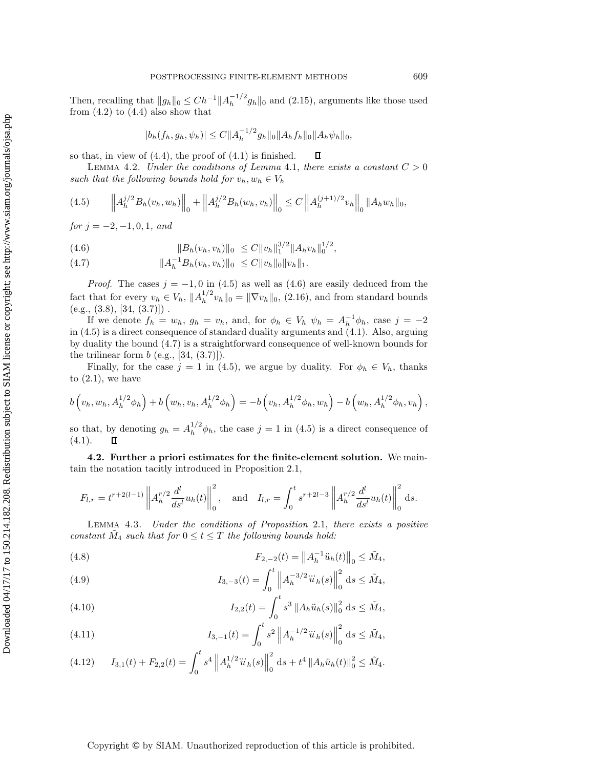Then, recalling that $\|g_h\|_0 \le Ch^{-1}\|A_h^{-1/2} g_h\|_0$ and (2.15), arguments like those used from (4.2) to (4.4) also show that

$$|b_h(f_h, g_h, \psi_h)| \le C\|A_h^{-1/2} g_h\|_0 \|A_h f_h\|_0 \|A_h \psi_h\|_0,$$

so that, in view of (4.4), the proof of (4.1) is finished. $\square$

LEMMA 4.2. *Under the conditions of Lemma* 4.1, *there exists a constant* $C > 0$ *such that the following bounds hold for* $v_h, w_h \in V_h$

$$\left\| A_h^{j/2} B_h(v_h, w_h) \right\|_0 + \left\| A_h^{j/2} B_h(w_h, v_h) \right\|_0 \le C \left\| A_h^{(j+1)/2} v_h \right\|_0 \|A_h w_h\|_0, \tag{4.5}$$

*for* $j = -2, -1, 0, 1$, *and*

$$\|B_h(v_h, v_h)\|_0 \le C\|v_h\|_1^{3/2} \|A_h v_h\|_0^{1/2}, \tag{4.6}$$

$$\|A_h^{-1} B_h(v_h, v_h)\|_0 \le C\|v_h\|_0 \|v_h\|_1. \tag{4.7}$$

*Proof.* The cases $j = -1, 0$ in (4.5) as well as (4.6) are easily deduced from the fact that for every $v_h \in V_h$, $\|A_h^{1/2} v_h\|_0 = \|\nabla v_h\|_0$, (2.16), and from standard bounds (e.g., (3.8), [34, (3.7)]) .

If we denote $f_h = w_h$, $g_h = v_h$, and, for $\phi_h \in V_h$ $\psi_h = A_h^{-1}\phi_h$, case $j = -2$ in (4.5) is a direct consequence of standard duality arguments and (4.1). Also, arguing by duality the bound (4.7) is a straightforward consequence of well-known bounds for the trilinear form $b$ (e.g., [34, (3.7)]).

Finally, for the case $j = 1$ in (4.5), we argue by duality. For $\phi_h \in V_h$, thanks to (2.1), we have

$$b\left(v_h, w_h, A_h^{1/2}\phi_h\right) + b\left(w_h, v_h, A_h^{1/2}\phi_h\right) = -b\left(v_h, A_h^{1/2}\phi_h, w_h\right) - b\left(w_h, A_h^{1/2}\phi_h, v_h\right),$$

so that, by denoting $g_h = A_h^{1/2}\phi_h$, the case $j = 1$ in (4.5) is a direct consequence of (4.1). $\square$

**4.2. Further a priori estimates for the finite-element solution.** We maintain the notation tacitly introduced in Proposition 2.1,

$$F_{l,r} = t^{r+2(l-1)} \left\| A_h^{r/2} \frac{d^l}{ds^l} u_h(t) \right\|_0^2, \quad \text{and} \quad I_{l,r} = \int_0^t s^{r+2l-3} \left\| A_h^{r/2} \frac{d^l}{ds^l} u_h(t) \right\|_0^2 \mathrm{d}s.$$

LEMMA 4.3. *Under the conditions of Proposition* 2.1, *there exists a positive constant* $\tilde{M}_4$ *such that for* $0 \le t \le T$ *the following bounds hold:*

$$F_{2,-2}(t) = \left\| A_h^{-1} \ddot{u}_h(t) \right\|_0 \le \tilde{M}_4, \tag{4.8}$$

$$I_{3,-3}(t) = \int_0^t \left\| A_h^{-3/2} \dddot{u}_h(s) \right\|_0^2 \mathrm{d}s \le \tilde{M}_4, \tag{4.9}$$

$$I_{2,2}(t) = \int_0^t s^3 \left\| A_h \ddot{u}_h(s) \right\|_0^2 \mathrm{d}s \le \tilde{M}_4, \tag{4.10}$$

$$I_{3,-1}(t) = \int_0^t s^2 \left\| A_h^{-1/2} \dddot{u}_h(s) \right\|_0^2 \mathrm{d}s \le \tilde{M}_4, \tag{4.11}$$

$$I_{3,1}(t) + F_{2,2}(t) = \int_0^t s^4 \left\| A_h^{1/2} \dddot{u}_h(s) \right\|_0^2 \mathrm{d}s + t^4 \left\| A_h \ddot{u}_h(t) \right\|_0^2 \le \tilde{M}_4. \tag{4.12}$$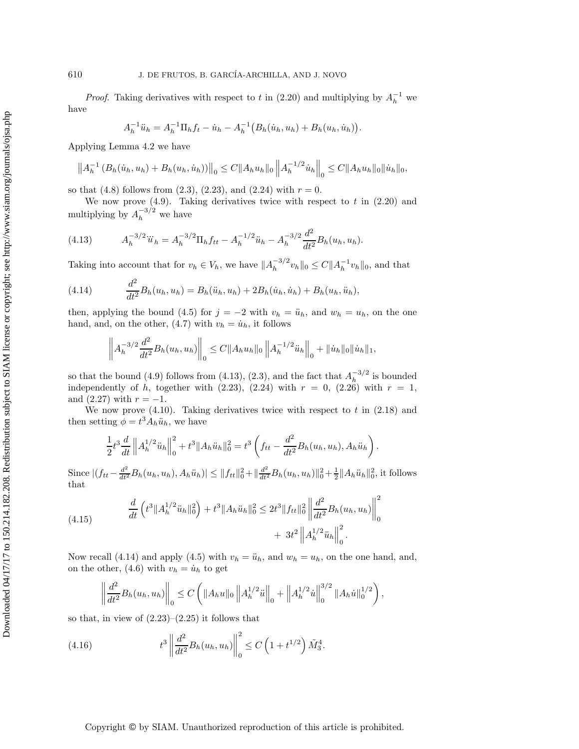*Proof*. Taking derivatives with respect to $t$ in (2.20) and multiplying by $A_h^{-1}$ we have

$$A_h^{-1}\ddot{u}_h = A_h^{-1}\Pi_h f_t - \dot{u}_h - A_h^{-1}\big(B_h(\dot{u}_h, u_h) + B_h(u_h, \dot{u}_h)\big).$$

Applying Lemma 4.2 we have

$$\left\|A_h^{-1}\left(B_h(\dot{u}_h, u_h) + B_h(u_h, \dot{u}_h)\right)\right\|_0 \leq C\|A_h u_h\|_0 \left\|A_h^{-1/2}\dot{u}_h\right\|_0 \leq C\|A_h u_h\|_0\|\dot{u}_h\|_0,$$

so that (4.8) follows from (2.3), (2.23), and (2.24) with $r = 0$.

We now prove (4.9). Taking derivatives twice with respect to $t$ in (2.20) and multiplying by $A_h^{-3/2}$ we have

$$A_h^{-3/2}\dddot{u}_h = A_h^{-3/2}\Pi_h f_{tt} - A_h^{-1/2}\ddot{u}_h - A_h^{-3/2}\frac{d^2}{dt^2}B_h(u_h, u_h). \tag{4.13}$$

Taking into account that for $v_h \in V_h$, we have $\|A_h^{-3/2}v_h\|_0 \leq C\|A_h^{-1}v_h\|_0$, and that

$$\frac{d^2}{dt^2}B_h(u_h, u_h) = B_h(\ddot{u}_h, u_h) + 2B_h(\dot{u}_h, \dot{u}_h) + B_h(u_h, \ddot{u}_h), \tag{4.14}$$

then, applying the bound (4.5) for $j = -2$ with $v_h = \ddot{u}_h$, and $w_h = u_h$, on the one hand, and, on the other, (4.7) with $v_h = \dot{u}_h$, it follows

$$\left\|A_h^{-3/2}\frac{d^2}{dt^2}B_h(u_h, u_h)\right\|_0 \leq C\|A_h u_h\|_0 \left\|A_h^{-1/2}\ddot{u}_h\right\|_0 + \|\dot{u}_h\|_0\|\dot{u}_h\|_1,$$

so that the bound (4.9) follows from (4.13), (2.3), and the fact that $A_h^{-3/2}$ is bounded independently of $h$, together with (2.23), (2.24) with $r = 0$, (2.26) with $r = 1$, and (2.27) with $r = -1$.

We now prove (4.10). Taking derivatives twice with respect to $t$ in (2.18) and then setting $\phi = t^3 A_h \ddot{u}_h$, we have

$$\frac{1}{2}t^3\frac{d}{dt}\left\|A_h^{1/2}\ddot{u}_h\right\|_0^2 + t^3\|A_h\ddot{u}_h\|_0^2 = t^3\left(f_{tt} - \frac{d^2}{dt^2}B_h(u_h, u_h), A_h\ddot{u}_h\right).$$

Since $|(f_{tt} - \frac{d^2}{dt^2}B_h(u_h, u_h), A_h\ddot{u}_h)| \leq \|f_{tt}\|_0^2 + \|\frac{d^2}{dt^2}B_h(u_h, u_h)\|_0^2 + \frac{1}{2}\|A_h\ddot{u}_h\|_0^2$, it follows that

$$\begin{aligned}\frac{d}{dt}\left(t^3\|A_h^{1/2}\ddot{u}_h\|_0^2\right) + t^3\|A_h\ddot{u}_h\|_0^2 \leq 2t^3\|f_{tt}\|_0^2 &\left\|\frac{d^2}{dt^2}B_h(u_h, u_h)\right\|_0^2 \\ &+\ 3t^2\left\|A_h^{1/2}\ddot{u}_h\right\|_0^2.\end{aligned} \tag{4.15}$$

Now recall (4.14) and apply (4.5) with $v_h = \ddot{u}_h$, and $w_h = u_h$, on the one hand, and, on the other, (4.6) with $v_h = \dot{u}_h$ to get

$$\left\|\frac{d^2}{dt^2}B_h(u_h, u_h)\right\|_0 \leq C\left(\|A_h u\|_0\left\|A_h^{1/2}\ddot{u}\right\|_0 + \left\|A_h^{1/2}\dot{u}\right\|_0^{3/2}\|A_h\dot{u}\|_0^{1/2}\right),$$

so that, in view of (2.23)–(2.25) it follows that

$$t^3\left\|\frac{d^2}{dt^2}B_h(u_h, u_h)\right\|_0^2 \leq C\left(1 + t^{1/2}\right)\tilde{M}_3^4. \tag{4.16}$$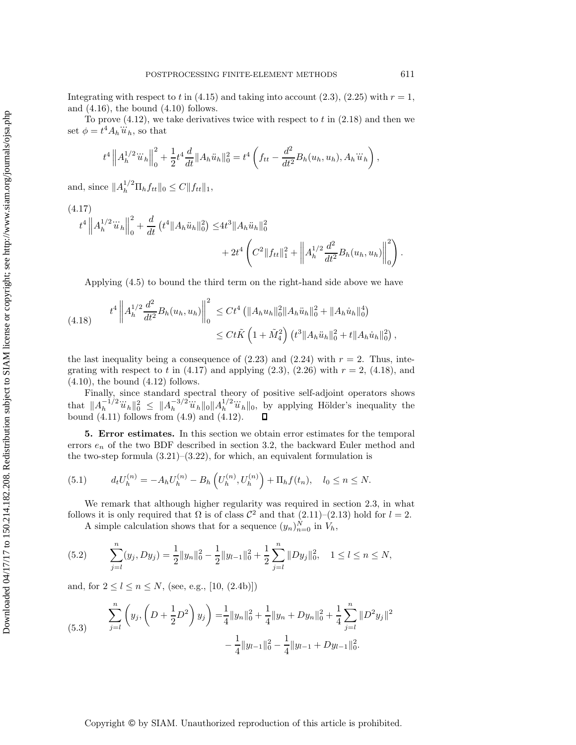Integrating with respect to $t$ in (4.15) and taking into account (2.3), (2.25) with $r = 1$, and (4.16), the bound (4.10) follows.

To prove (4.12), we take derivatives twice with respect to $t$ in (2.18) and then we set $\phi = t^4 A_h \dddot{u}_h$, so that

$$t^4 \left\| A_h^{1/2} \dddot{u}_h \right\|_0^2 + \frac{1}{2} t^4 \frac{d}{dt} \|A_h \ddot{u}_h\|_0^2 = t^4 \left( f_{tt} - \frac{d^2}{dt^2} B_h(u_h, u_h), A_h \dddot{u}_h \right),$$

and, since $\|A_h^{1/2} \Pi_h f_{tt}\|_0 \le C \|f_{tt}\|_1$,

$$\begin{aligned} t^4 \left\| A_h^{1/2} \dddot{u}_h \right\|_0^2 + \frac{d}{dt} \left( t^4 \|A_h \ddot{u}_h\|_0^2 \right) \le & 4t^3 \|A_h \ddot{u}_h\|_0^2 \\ & + 2t^4 \left( C^2 \|f_{tt}\|_1^2 + \left\| A_h^{1/2} \frac{d^2}{dt^2} B_h(u_h, u_h) \right\|_0^2 \right). \end{aligned} \tag{4.17}$$

Applying (4.5) to bound the third term on the right-hand side above we have

$$\begin{aligned} t^4 \left\| A_h^{1/2} \frac{d^2}{dt^2} B_h(u_h, u_h) \right\|_0^2 & \le C t^4 \left( \|A_h u_h\|_0^2 \|A_h \ddot{u}_h\|_0^2 + \|A_h \dot{u}_h\|_0^4 \right) \\ & \le C t \tilde{K} \left( 1 + \tilde{M}_4^2 \right) \left( t^3 \|A_h \ddot{u}_h\|_0^2 + t \|A_h \dot{u}_h\|_0^2 \right), \end{aligned} \tag{4.18}$$

the last inequality being a consequence of (2.23) and (2.24) with $r = 2$. Thus, integrating with respect to $t$ in (4.17) and applying (2.3), (2.26) with $r = 2$, (4.18), and (4.10), the bound (4.12) follows.

Finally, since standard spectral theory of positive self-adjoint operators shows that $\|A_h^{-1/2} \dddot{u}_h\|_0^2 \le \|A_h^{-3/2} \dddot{u}_h\|_0 \|A_h^{1/2} \dddot{u}_h\|_0$, by applying Hölder's inequality the bound (4.11) follows from (4.9) and (4.12). $\square$

## 5. Error estimates.

In this section we obtain error estimates for the temporal errors $e_n$ of the two BDF described in section 3.2, the backward Euler method and the two-step formula (3.21)–(3.22), for which, an equivalent formulation is

$$d_t U_h^{(n)} = -A_h U_h^{(n)} - B_h \left( U_h^{(n)}, U_h^{(n)} \right) + \Pi_h f(t_n), \quad l_0 \le n \le N. \tag{5.1}$$

We remark that although higher regularity was required in section 2.3, in what follows it is only required that $\Omega$ is of class $\mathcal{C}^2$ and that (2.11)–(2.13) hold for $l = 2$.

A simple calculation shows that for a sequence $(y_n)_{n=0}^N$ in $V_h$,

$$\sum_{j=l}^{n} (y_j, D y_j) = \frac{1}{2} \|y_n\|_0^2 - \frac{1}{2} \|y_{l-1}\|_0^2 + \frac{1}{2} \sum_{j=l}^{n} \|D y_j\|_0^2, \quad 1 \le l \le n \le N, \tag{5.2}$$

and, for $2 \le l \le n \le N$, (see, e.g., [10, (2.4b)])

$$\begin{aligned} \sum_{j=l}^{n} \left( y_j, \left( D + \frac{1}{2} D^2 \right) y_j \right) = & \frac{1}{4} \|y_n\|_0^2 + \frac{1}{4} \|y_n + D y_n\|_0^2 + \frac{1}{4} \sum_{j=l}^{n} \|D^2 y_j\|^2 \\ & - \frac{1}{4} \|y_{l-1}\|_0^2 - \frac{1}{4} \|y_{l-1} + D y_{l-1}\|_0^2. \end{aligned} \tag{5.3}$$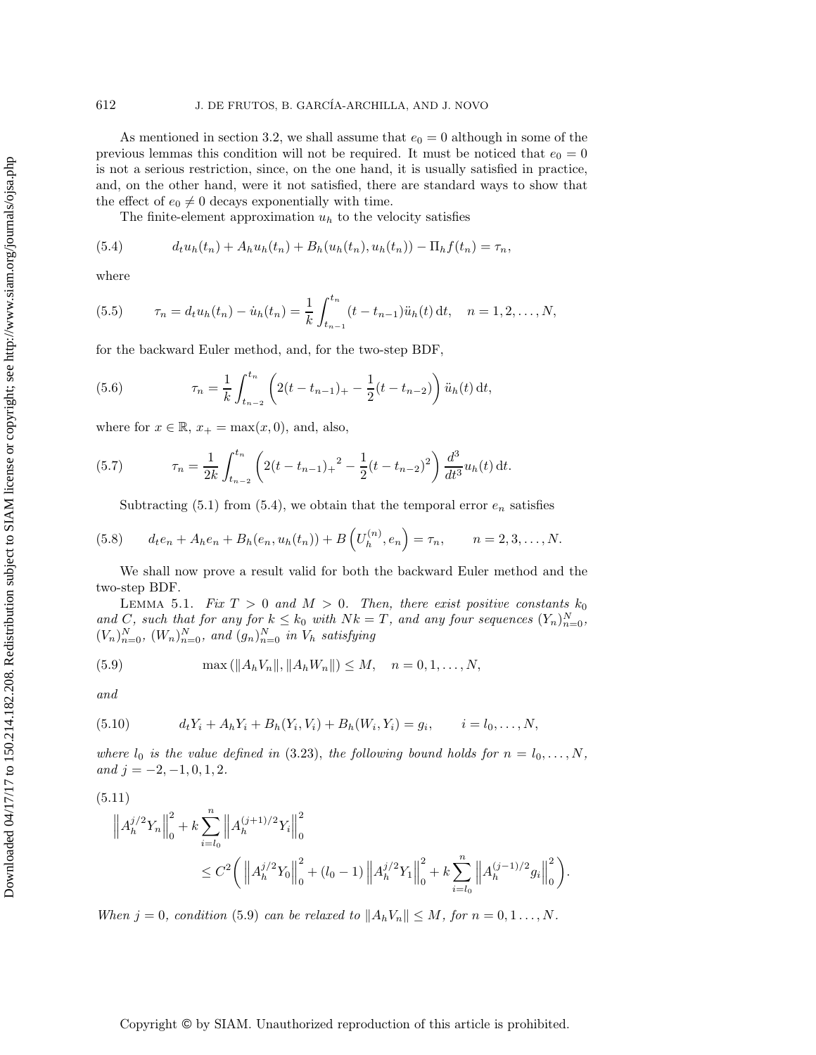As mentioned in section 3.2, we shall assume that $e_0 = 0$ although in some of the previous lemmas this condition will not be required. It must be noticed that $e_0 = 0$ is not a serious restriction, since, on the one hand, it is usually satisfied in practice, and, on the other hand, were it not satisfied, there are standard ways to show that the effect of $e_0 \neq 0$ decays exponentially with time.

The finite-element approximation $u_h$ to the velocity satisfies

$$d_t u_h(t_n) + A_h u_h(t_n) + B_h(u_h(t_n), u_h(t_n)) - \Pi_h f(t_n) = \tau_n, \tag{5.4}$$

where

$$\tau_n = d_t u_h(t_n) - \dot{u}_h(t_n) = \frac{1}{k}\int_{t_{n-1}}^{t_n} (t - t_{n-1})\ddot{u}_h(t)\,\mathrm{d}t, \quad n = 1, 2, \ldots, N, \tag{5.5}$$

for the backward Euler method, and, for the two-step BDF,

$$\tau_n = \frac{1}{k}\int_{t_{n-2}}^{t_n} \left(2(t - t_{n-1})_+ - \frac{1}{2}(t - t_{n-2})\right)\ddot{u}_h(t)\,\mathrm{d}t, \tag{5.6}$$

where for $x \in \mathbb{R}$, $x_+ = \max(x, 0)$, and, also,

$$\tau_n = \frac{1}{2k}\int_{t_{n-2}}^{t_n} \left(2{(t - t_{n-1})_+}^2 - \frac{1}{2}(t - t_{n-2})^2\right)\frac{d^3}{dt^3}u_h(t)\,\mathrm{d}t. \tag{5.7}$$

Subtracting (5.1) from (5.4), we obtain that the temporal error $e_n$ satisfies

$$d_t e_n + A_h e_n + B_h(e_n, u_h(t_n)) + B\left(U_h^{(n)}, e_n\right) = \tau_n, \qquad n = 2, 3, \ldots, N. \tag{5.8}$$

We shall now prove a result valid for both the backward Euler method and the two-step BDF.

Lemma 5.1. *Fix $T > 0$ and $M > 0$. Then, there exist positive constants $k_0$ and $C$, such that for any for $k \le k_0$ with $Nk = T$, and any four sequences $(Y_n)_{n=0}^N$, $(V_n)_{n=0}^N$, $(W_n)_{n=0}^N$, and $(g_n)_{n=0}^N$ in $V_h$ satisfying*

$$\max\left(\|A_h V_n\|, \|A_h W_n\|\right) \le M, \quad n = 0, 1, \ldots, N, \tag{5.9}$$

*and*

$$d_t Y_i + A_h Y_i + B_h(Y_i, V_i) + B_h(W_i, Y_i) = g_i, \qquad i = l_0, \ldots, N, \tag{5.10}$$

*where $l_0$ is the value defined in (3.23), the following bound holds for $n = l_0, \ldots, N$, and $j = -2, -1, 0, 1, 2$.*

$$\begin{aligned}
&\left\|A_h^{j/2} Y_n\right\|_0^2 + k\sum_{i=l_0}^n \left\|A_h^{(j+1)/2} Y_i\right\|_0^2 \\
&\qquad \le C^2\left(\left\|A_h^{j/2} Y_0\right\|_0^2 + (l_0 - 1)\left\|A_h^{j/2} Y_1\right\|_0^2 + k\sum_{i=l_0}^n \left\|A_h^{(j-1)/2} g_i\right\|_0^2\right).
\end{aligned} \tag{5.11}$$

*When $j = 0$, condition (5.9) can be relaxed to $\|A_h V_n\| \le M$, for $n = 0, 1 \ldots, N$.*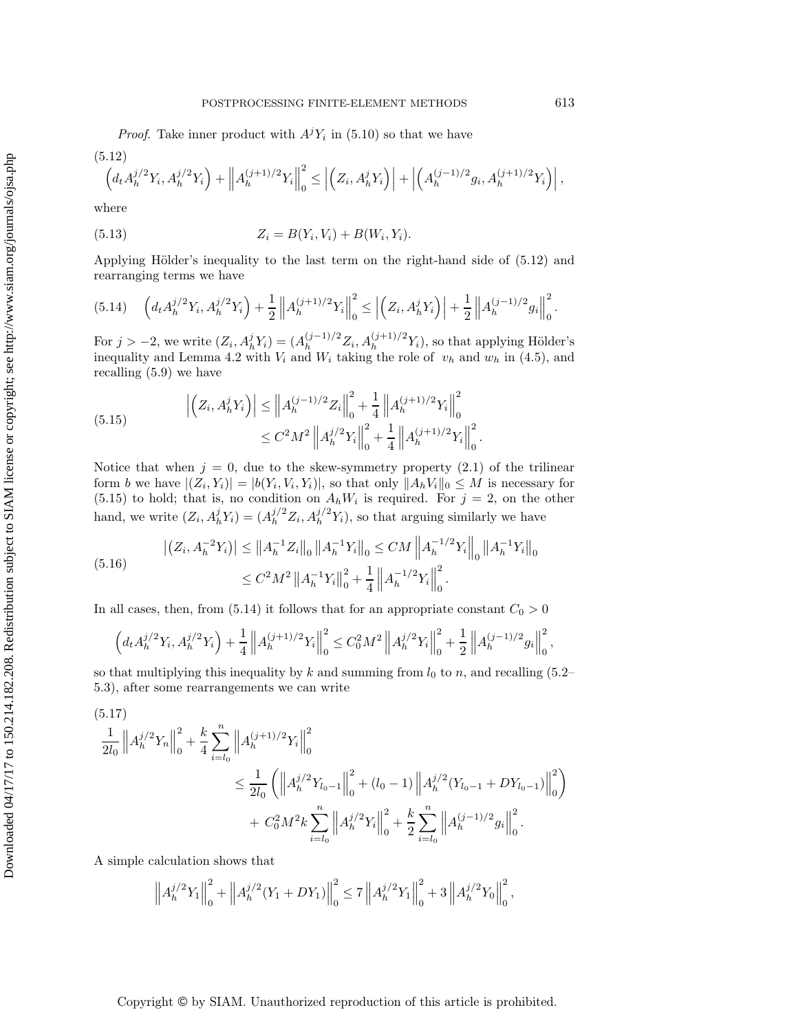*Proof*. Take inner product with $A^j Y_i$ in (5.10) so that we have

$$
\left(d_t A_h^{j/2} Y_i, A_h^{j/2} Y_i\right) + \left\|A_h^{(j+1)/2} Y_i\right\|_0^2 \le \left|\left(Z_i, A_h^j Y_i\right)\right| + \left|\left(A_h^{(j-1)/2} g_i, A_h^{(j+1)/2} Y_i\right)\right|, \tag{5.12}
$$

where

$$
Z_i = B(Y_i, V_i) + B(W_i, Y_i). \tag{5.13}
$$

Applying Hölder's inequality to the last term on the right-hand side of (5.12) and rearranging terms we have

$$
\left(d_t A_h^{j/2} Y_i, A_h^{j/2} Y_i\right) + \frac{1}{2}\left\|A_h^{(j+1)/2} Y_i\right\|_0^2 \le \left|\left(Z_i, A_h^j Y_i\right)\right| + \frac{1}{2}\left\|A_h^{(j-1)/2} g_i\right\|_0^2. \tag{5.14}
$$

For $j > -2$, we write $(Z_i, A_h^j Y_i) = (A_h^{(j-1)/2} Z_i, A_h^{(j+1)/2} Y_i)$, so that applying Hölder's inequality and Lemma 4.2 with $V_i$ and $W_i$ taking the role of $v_h$ and $w_h$ in (4.5), and recalling (5.9) we have

$$
\begin{aligned}
\left|\left(Z_i, A_h^j Y_i\right)\right| &\le \left\|A_h^{(j-1)/2} Z_i\right\|_0^2 + \frac{1}{4}\left\|A_h^{(j+1)/2} Y_i\right\|_0^2 \\
&\le C^2 M^2 \left\|A_h^{j/2} Y_i\right\|_0^2 + \frac{1}{4}\left\|A_h^{(j+1)/2} Y_i\right\|_0^2.
\end{aligned} \tag{5.15}
$$

Notice that when $j = 0$, due to the skew-symmetry property (2.1) of the trilinear form $b$ we have $|(Z_i, Y_i)| = |b(Y_i, V_i, Y_i)|$, so that only $\|A_h V_i\|_0 \le M$ is necessary for (5.15) to hold; that is, no condition on $A_h W_i$ is required. For $j = 2$, on the other hand, we write $(Z_i, A_h^j Y_i) = (A_h^{j/2} Z_i, A_h^{j/2} Y_i)$, so that arguing similarly we have

$$
\begin{aligned}
\left|\left(Z_i, A_h^{-2} Y_i\right)\right| &\le \left\|A_h^{-1} Z_i\right\|_0 \left\|A_h^{-1} Y_i\right\|_0 \le CM \left\|A_h^{-1/2} Y_i\right\|_0 \left\|A_h^{-1} Y_i\right\|_0 \\
&\le C^2 M^2 \left\|A_h^{-1} Y_i\right\|_0^2 + \frac{1}{4}\left\|A_h^{-1/2} Y_i\right\|_0^2.
\end{aligned} \tag{5.16}
$$

In all cases, then, from (5.14) it follows that for an appropriate constant $C_0 > 0$

$$
\left(d_t A_h^{j/2} Y_i, A_h^{j/2} Y_i\right) + \frac{1}{4}\left\|A_h^{(j+1)/2} Y_i\right\|_0^2 \le C_0^2 M^2 \left\|A_h^{j/2} Y_i\right\|_0^2 + \frac{1}{2}\left\|A_h^{(j-1)/2} g_i\right\|_0^2,
$$

so that multiplying this inequality by $k$ and summing from $l_0$ to $n$, and recalling (5.2–5.3), after some rearrangements we can write

$$
\begin{aligned}
\frac{1}{2l_0}\left\|A_h^{j/2} Y_n\right\|_0^2 + \frac{k}{4}\sum_{i=l_0}^{n}\left\|A_h^{(j+1)/2} Y_i\right\|_0^2 
&\le \frac{1}{2l_0}\left(\left\|A_h^{j/2} Y_{l_0-1}\right\|_0^2 + (l_0 - 1)\left\|A_h^{j/2}(Y_{l_0-1} + DY_{l_0-1})\right\|_0^2\right) \\
&\quad + C_0^2 M^2 k \sum_{i=l_0}^{n}\left\|A_h^{j/2} Y_i\right\|_0^2 + \frac{k}{2}\sum_{i=l_0}^{n}\left\|A_h^{(j-1)/2} g_i\right\|_0^2.
\end{aligned} \tag{5.17}
$$

A simple calculation shows that

$$
\left\|A_h^{j/2} Y_1\right\|_0^2 + \left\|A_h^{j/2}(Y_1 + DY_1)\right\|_0^2 \le 7\left\|A_h^{j/2} Y_1\right\|_0^2 + 3\left\|A_h^{j/2} Y_0\right\|_0^2,
$$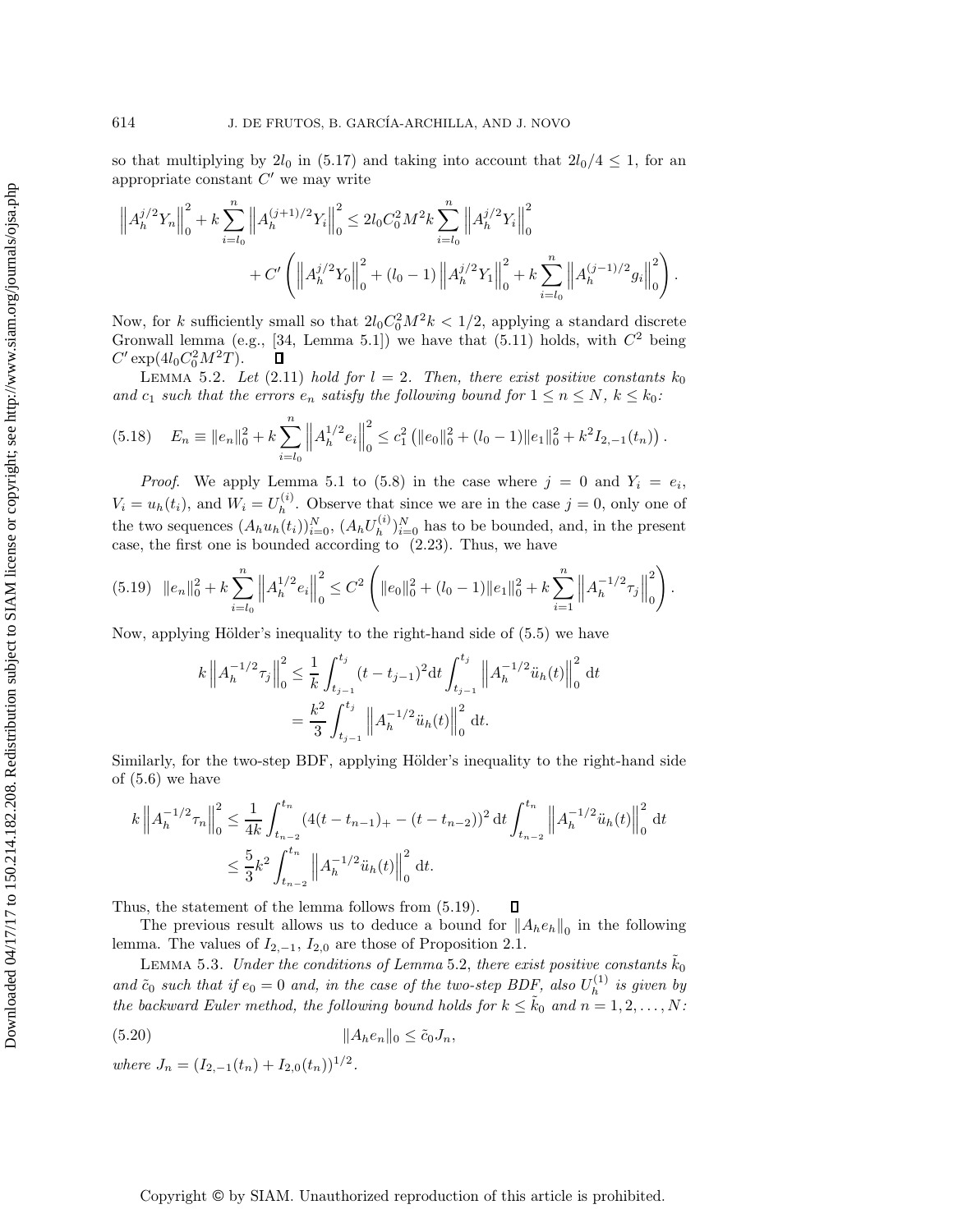so that multiplying by $2l_0$ in (5.17) and taking into account that $2l_0/4 \leq 1$, for an appropriate constant $C'$ we may write

$$
\left\| A_h^{j/2} Y_n \right\|_0^2 + k \sum_{i=l_0}^{n} \left\| A_h^{(j+1)/2} Y_i \right\|_0^2 \leq 2 l_0 C_0^2 M^2 k \sum_{i=l_0}^{n} \left\| A_h^{j/2} Y_i \right\|_0^2 + C' \left( \left\| A_h^{j/2} Y_0 \right\|_0^2 + (l_0 - 1) \left\| A_h^{j/2} Y_1 \right\|_0^2 + k \sum_{i=l_0}^{n} \left\| A_h^{(j-1)/2} g_i \right\|_0^2 \right).
$$

Now, for $k$ sufficiently small so that $2l_0 C_0^2 M^2 k < 1/2$, applying a standard discrete Gronwall lemma (e.g., [34, Lemma 5.1]) we have that (5.11) holds, with $C^2$ being $C' \exp(4 l_0 C_0^2 M^2 T)$. ∎

Lemma 5.2. *Let (2.11) hold for $l = 2$. Then, there exist positive constants $k_0$ and $c_1$ such that the errors $e_n$ satisfy the following bound for $1 \leq n \leq N$, $k \leq k_0$:*

$$
E_n \equiv \|e_n\|_0^2 + k \sum_{i=l_0}^{n} \left\| A_h^{1/2} e_i \right\|_0^2 \leq c_1^2 \left( \|e_0\|_0^2 + (l_0 - 1) \|e_1\|_0^2 + k^2 I_{2,-1}(t_n) \right). \tag{5.18}
$$

*Proof.* We apply Lemma 5.1 to (5.8) in the case where $j = 0$ and $Y_i = e_i$, $V_i = u_h(t_i)$, and $W_i = U_h^{(i)}$. Observe that since we are in the case $j = 0$, only one of the two sequences $(A_h u_h(t_i))_{i=0}^N$, $(A_h U_h^{(i)})_{i=0}^N$ has to be bounded, and, in the present case, the first one is bounded according to (2.23). Thus, we have

$$
\|e_n\|_0^2 + k \sum_{i=l_0}^{n} \left\| A_h^{1/2} e_i \right\|_0^2 \leq C^2 \left( \|e_0\|_0^2 + (l_0 - 1) \|e_1\|_0^2 + k \sum_{i=1}^{n} \left\| A_h^{-1/2} \tau_j \right\|_0^2 \right). \tag{5.19}
$$

Now, applying Hölder's inequality to the right-hand side of (5.5) we have

$$
k \left\| A_h^{-1/2} \tau_j \right\|_0^2 \leq \frac{1}{k} \int_{t_{j-1}}^{t_j} (t - t_{j-1})^2 \mathrm{d}t \int_{t_{j-1}}^{t_j} \left\| A_h^{-1/2} \ddot{u}_h(t) \right\|_0^2 \mathrm{d}t = \frac{k^2}{3} \int_{t_{j-1}}^{t_j} \left\| A_h^{-1/2} \ddot{u}_h(t) \right\|_0^2 \mathrm{d}t.
$$

Similarly, for the two-step BDF, applying Hölder's inequality to the right-hand side of (5.6) we have

$$
k \left\| A_h^{-1/2} \tau_n \right\|_0^2 \leq \frac{1}{4k} \int_{t_{n-2}}^{t_n} (4(t - t_{n-1})_+ - (t - t_{n-2}))^2 \,\mathrm{d}t \int_{t_{n-2}}^{t_n} \left\| A_h^{-1/2} \ddot{u}_h(t) \right\|_0^2 \mathrm{d}t \leq \frac{5}{3} k^2 \int_{t_{n-2}}^{t_n} \left\| A_h^{-1/2} \ddot{u}_h(t) \right\|_0^2 \mathrm{d}t.
$$

Thus, the statement of the lemma follows from (5.19). ∎

The previous result allows us to deduce a bound for $\|A_h e_h\|_0$ in the following lemma. The values of $I_{2,-1}$, $I_{2,0}$ are those of Proposition 2.1.

Lemma 5.3. *Under the conditions of Lemma 5.2, there exist positive constants $\tilde{k}_0$ and $\tilde{c}_0$ such that if $e_0 = 0$ and, in the case of the two-step BDF, also $U_h^{(1)}$ is given by the backward Euler method, the following bound holds for $k \leq \tilde{k}_0$ and $n = 1, 2, \ldots, N$:*

$$
\|A_h e_n\|_0 \leq \tilde{c}_0 J_n, \tag{5.20}
$$

*where $J_n = (I_{2,-1}(t_n) + I_{2,0}(t_n))^{1/2}$.*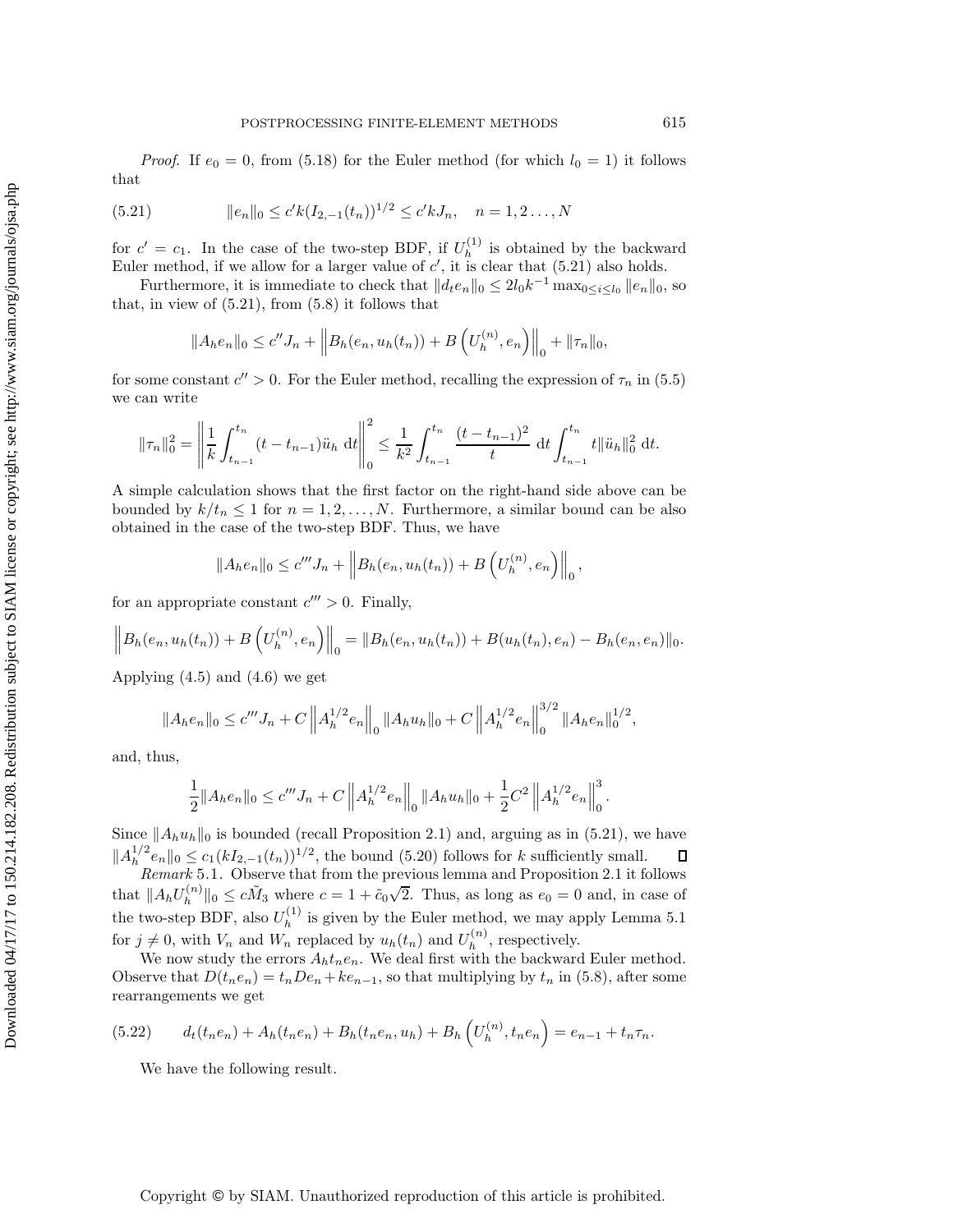*Proof*. If $e_0 = 0$, from (5.18) for the Euler method (for which $l_0 = 1$) it follows that

$$\|e_n\|_0 \le c' k (I_{2,-1}(t_n))^{1/2} \le c' k J_n, \quad n = 1, 2 \ldots, N \tag{5.21}$$

for $c' = c_1$. In the case of the two-step BDF, if $U_h^{(1)}$ is obtained by the backward Euler method, if we allow for a larger value of $c'$, it is clear that (5.21) also holds.

Furthermore, it is immediate to check that $\|d_t e_n\|_0 \le 2 l_0 k^{-1} \max_{0 \le i \le l_0} \|e_n\|_0$, so that, in view of (5.21), from (5.8) it follows that

$$\|A_h e_n\|_0 \le c'' J_n + \left\| B_h(e_n, u_h(t_n)) + B\left(U_h^{(n)}, e_n\right) \right\|_0 + \|\tau_n\|_0,$$

for some constant $c'' > 0$. For the Euler method, recalling the expression of $\tau_n$ in (5.5) we can write

$$\|\tau_n\|_0^2 = \left\| \frac{1}{k} \int_{t_{n-1}}^{t_n} (t - t_{n-1}) \ddot{u}_h \, \mathrm{d}t \right\|_0^2 \le \frac{1}{k^2} \int_{t_{n-1}}^{t_n} \frac{(t - t_{n-1})^2}{t} \, \mathrm{d}t \int_{t_{n-1}}^{t_n} t \|\ddot{u}_h\|_0^2 \, \mathrm{d}t.$$

A simple calculation shows that the first factor on the right-hand side above can be bounded by $k/t_n \le 1$ for $n = 1, 2, \ldots, N$. Furthermore, a similar bound can be also obtained in the case of the two-step BDF. Thus, we have

$$\|A_h e_n\|_0 \le c''' J_n + \left\| B_h(e_n, u_h(t_n)) + B\left(U_h^{(n)}, e_n\right) \right\|_0,$$

for an appropriate constant $c''' > 0$. Finally,

$$\left\| B_h(e_n, u_h(t_n)) + B\left(U_h^{(n)}, e_n\right) \right\|_0 = \|B_h(e_n, u_h(t_n)) + B(u_h(t_n), e_n) - B_h(e_n, e_n)\|_0.$$

Applying (4.5) and (4.6) we get

$$\|A_h e_n\|_0 \le c''' J_n + C \left\| A_h^{1/2} e_n \right\|_0 \|A_h u_h\|_0 + C \left\| A_h^{1/2} e_n \right\|_0^{3/2} \|A_h e_n\|_0^{1/2},$$

and, thus,

$$\frac{1}{2} \|A_h e_n\|_0 \le c''' J_n + C \left\| A_h^{1/2} e_n \right\|_0 \|A_h u_h\|_0 + \frac{1}{2} C^2 \left\| A_h^{1/2} e_n \right\|_0^3.$$

Since $\|A_h u_h\|_0$ is bounded (recall Proposition 2.1) and, arguing as in (5.21), we have $\|A_h^{1/2} e_n\|_0 \le c_1 (k I_{2,-1}(t_n))^{1/2}$, the bound (5.20) follows for $k$ sufficiently small. ∎

*Remark* 5.1. Observe that from the previous lemma and Proposition 2.1 it follows that $\|A_h U_h^{(n)}\|_0 \le c \tilde{M}_3$ where $c = 1 + \tilde{c}_0 \sqrt{2}$. Thus, as long as $e_0 = 0$ and, in case of the two-step BDF, also $U_h^{(1)}$ is given by the Euler method, we may apply Lemma 5.1 for $j \ne 0$, with $V_n$ and $W_n$ replaced by $u_h(t_n)$ and $U_h^{(n)}$, respectively.

We now study the errors $A_h t_n e_n$. We deal first with the backward Euler method. Observe that $D(t_n e_n) = t_n D e_n + k e_{n-1}$, so that multiplying by $t_n$ in (5.8), after some rearrangements we get

$$d_t(t_n e_n) + A_h(t_n e_n) + B_h(t_n e_n, u_h) + B_h\left(U_h^{(n)}, t_n e_n\right) = e_{n-1} + t_n \tau_n. \tag{5.22}$$

We have the following result.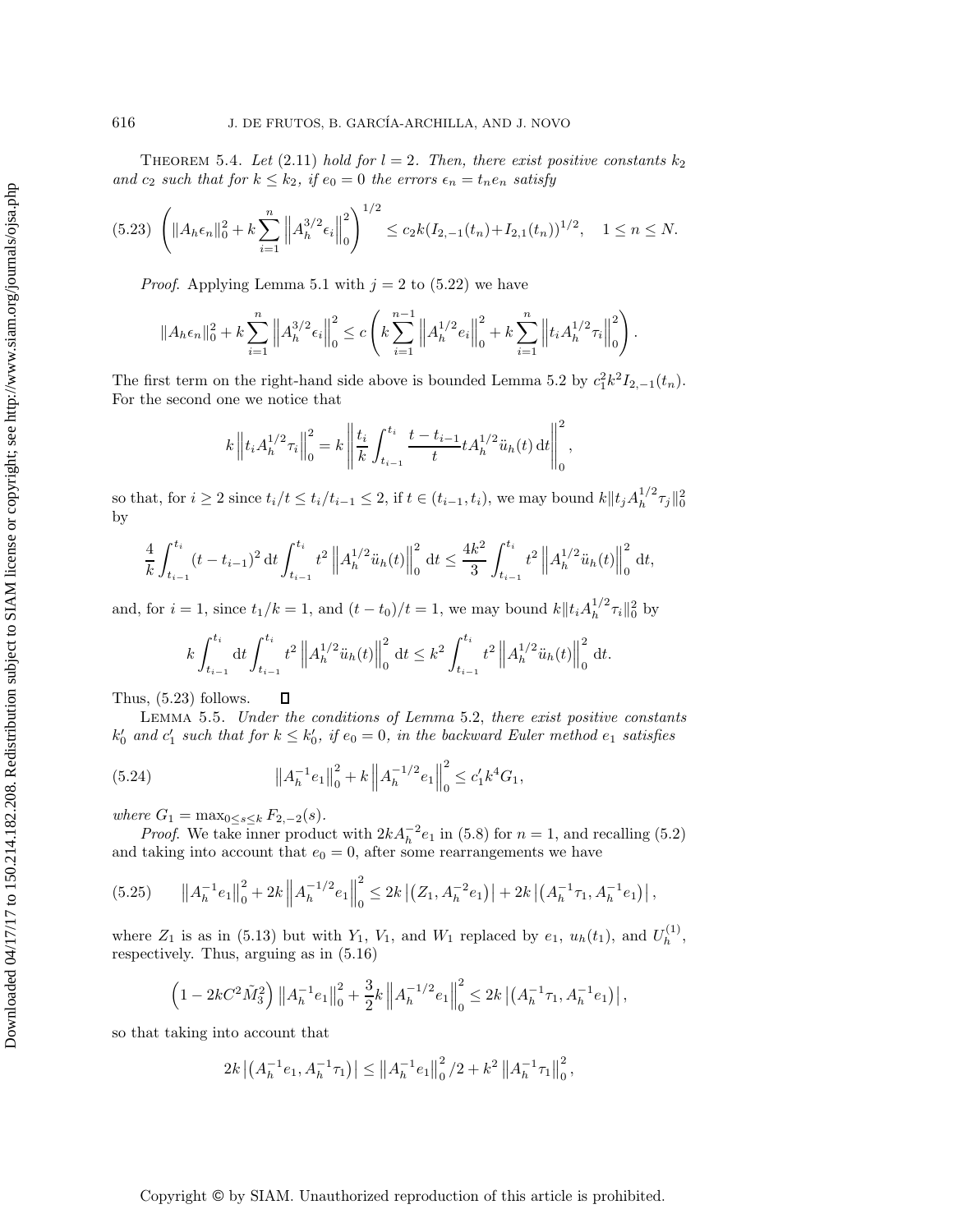THEOREM 5.4. *Let (2.11) hold for $l = 2$. Then, there exist positive constants $k_2$ and $c_2$ such that for $k \le k_2$, if $e_0 = 0$ the errors $\epsilon_n = t_n e_n$ satisfy*

$$
(5.23)\quad \left( \|A_h \epsilon_n\|_0^2 + k \sum_{i=1}^{n} \left\| A_h^{3/2} \epsilon_i \right\|_0^2 \right)^{1/2} \le c_2 k (I_{2,-1}(t_n) + I_{2,1}(t_n))^{1/2}, \quad 1 \le n \le N.
$$

*Proof.* Applying Lemma 5.1 with $j = 2$ to (5.22) we have

$$
\|A_h \epsilon_n\|_0^2 + k \sum_{i=1}^{n} \left\| A_h^{3/2} \epsilon_i \right\|_0^2 \le c \left( k \sum_{i=1}^{n-1} \left\| A_h^{1/2} e_i \right\|_0^2 + k \sum_{i=1}^{n} \left\| t_i A_h^{1/2} \tau_i \right\|_0^2 \right).
$$

The first term on the right-hand side above is bounded Lemma 5.2 by $c_1^2 k^2 I_{2,-1}(t_n)$. For the second one we notice that

$$
k \left\| t_i A_h^{1/2} \tau_i \right\|_0^2 = k \left\| \frac{t_i}{k} \int_{t_{i-1}}^{t_i} \frac{t - t_{i-1}}{t} t A_h^{1/2} \ddot{u}_h(t) \, \mathrm{d}t \right\|_0^2,
$$

so that, for $i \ge 2$ since $t_i/t \le t_i/t_{i-1} \le 2$, if $t \in (t_{i-1}, t_i)$, we may bound $k \|t_j A_h^{1/2} \tau_j\|_0^2$ by

$$
\frac{4}{k} \int_{t_{i-1}}^{t_i} (t - t_{i-1})^2 \, \mathrm{d}t \int_{t_{i-1}}^{t_i} t^2 \left\| A_h^{1/2} \ddot{u}_h(t) \right\|_0^2 \mathrm{d}t \le \frac{4k^2}{3} \int_{t_{i-1}}^{t_i} t^2 \left\| A_h^{1/2} \ddot{u}_h(t) \right\|_0^2 \mathrm{d}t,
$$

and, for $i = 1$, since $t_1/k = 1$, and $(t - t_0)/t = 1$, we may bound $k \|t_i A_h^{1/2} \tau_i\|_0^2$ by

$$
k \int_{t_{i-1}}^{t_i} \mathrm{d}t \int_{t_{i-1}}^{t_i} t^2 \left\| A_h^{1/2} \ddot{u}_h(t) \right\|_0^2 \mathrm{d}t \le k^2 \int_{t_{i-1}}^{t_i} t^2 \left\| A_h^{1/2} \ddot{u}_h(t) \right\|_0^2 \mathrm{d}t.
$$

Thus, (5.23) follows. ∎

LEMMA 5.5. *Under the conditions of Lemma 5.2, there exist positive constants $k_0'$ and $c_1'$ such that for $k \le k_0'$, if $e_0 = 0$, in the backward Euler method $e_1$ satisfies*

$$
(5.24)\quad \left\| A_h^{-1} e_1 \right\|_0^2 + k \left\| A_h^{-1/2} e_1 \right\|_0^2 \le c_1' k^4 G_1,
$$

*where $G_1 = \max_{0 \le s \le k} F_{2,-2}(s)$.*

*Proof.* We take inner product with $2k A_h^{-2} e_1$ in (5.8) for $n = 1$, and recalling (5.2) and taking into account that $e_0 = 0$, after some rearrangements we have

$$
(5.25)\quad \left\| A_h^{-1} e_1 \right\|_0^2 + 2k \left\| A_h^{-1/2} e_1 \right\|_0^2 \le 2k \left| \left( Z_1, A_h^{-2} e_1 \right) \right| + 2k \left| \left( A_h^{-1} \tau_1, A_h^{-1} e_1 \right) \right|,
$$

where $Z_1$ is as in (5.13) but with $Y_1$, $V_1$, and $W_1$ replaced by $e_1$, $u_h(t_1)$, and $U_h^{(1)}$, respectively. Thus, arguing as in (5.16)

$$
\left( 1 - 2kC^2 \tilde{M}_3^2 \right) \left\| A_h^{-1} e_1 \right\|_0^2 + \frac{3}{2} k \left\| A_h^{-1/2} e_1 \right\|_0^2 \le 2k \left| \left( A_h^{-1} \tau_1, A_h^{-1} e_1 \right) \right|,
$$

so that taking into account that

$$
2k \left| \left( A_h^{-1} e_1, A_h^{-1} \tau_1 \right) \right| \le \left\| A_h^{-1} e_1 \right\|_0^2 / 2 + k^2 \left\| A_h^{-1} \tau_1 \right\|_0^2,
$$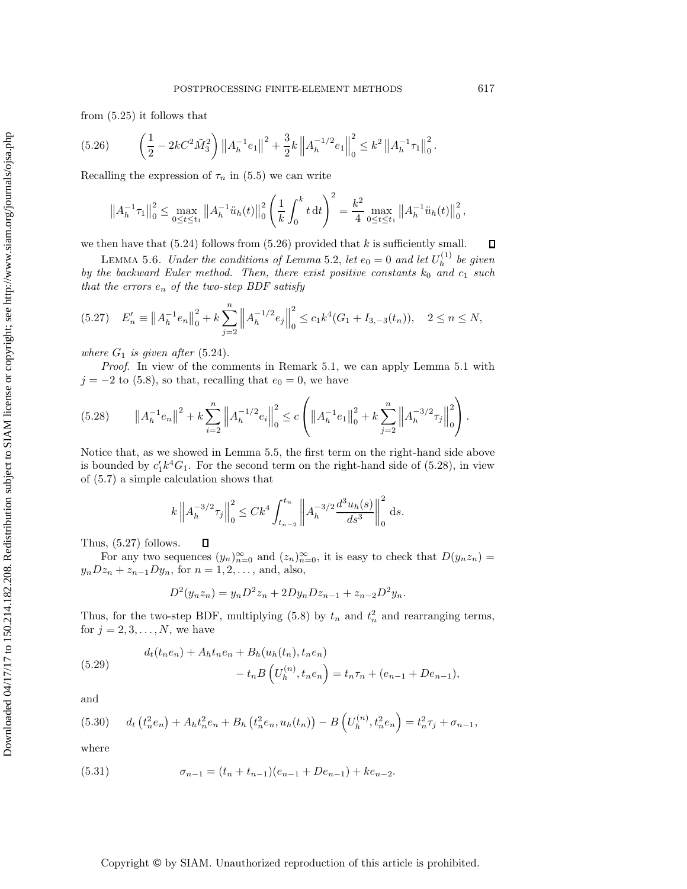from (5.25) it follows that

$$\left(\frac{1}{2} - 2kC^2\tilde{M}_3^2\right)\left\|A_h^{-1}e_1\right\|^2 + \frac{3}{2}k\left\|A_h^{-1/2}e_1\right\|_0^2 \le k^2\left\|A_h^{-1}\tau_1\right\|_0^2. \tag{5.26}$$

Recalling the expression of $\tau_n$ in (5.5) we can write

$$\left\|A_h^{-1}\tau_1\right\|_0^2 \le \max_{0\le t\le t_1}\left\|A_h^{-1}\ddot{u}_h(t)\right\|_0^2\left(\frac{1}{k}\int_0^k t\,\mathrm{d}t\right)^2 = \frac{k^2}{4}\max_{0\le t\le t_1}\left\|A_h^{-1}\ddot{u}_h(t)\right\|_0^2,$$

we then have that (5.24) follows from (5.26) provided that $k$ is sufficiently small. ∎

Lemma 5.6. *Under the conditions of Lemma* 5.2, *let* $e_0 = 0$ *and let* $U_h^{(1)}$ *be given by the backward Euler method. Then, there exist positive constants* $k_0$ *and* $c_1$ *such that the errors* $e_n$ *of the two-step BDF satisfy*

$$E_n' \equiv \left\|A_h^{-1}e_n\right\|_0^2 + k\sum_{j=2}^{n}\left\|A_h^{-1/2}e_j\right\|_0^2 \le c_1k^4(G_1 + I_{3,-3}(t_n)), \quad 2\le n\le N, \tag{5.27}$$

*where* $G_1$ *is given after* (5.24).

*Proof*. In view of the comments in Remark 5.1, we can apply Lemma 5.1 with $j = -2$ to (5.8), so that, recalling that $e_0 = 0$, we have

$$\left\|A_h^{-1}e_n\right\|^2 + k\sum_{i=2}^{n}\left\|A_h^{-1/2}e_i\right\|_0^2 \le c\left(\left\|A_h^{-1}e_1\right\|_0^2 + k\sum_{j=2}^{n}\left\|A_h^{-3/2}\tau_j\right\|_0^2\right). \tag{5.28}$$

Notice that, as we showed in Lemma 5.5, the first term on the right-hand side above is bounded by $c_1'k^4G_1$. For the second term on the right-hand side of (5.28), in view of (5.7) a simple calculation shows that

$$k\left\|A_h^{-3/2}\tau_j\right\|_0^2 \le Ck^4\int_{t_{n-2}}^{t_n}\left\|A_h^{-3/2}\frac{d^3u_h(s)}{ds^3}\right\|_0^2\mathrm{d}s.$$

Thus, (5.27) follows. ∎

For any two sequences $(y_n)_{n=0}^{\infty}$ and $(z_n)_{n=0}^{\infty}$, it is easy to check that $D(y_nz_n) = y_nDz_n + z_{n-1}Dy_n$, for $n = 1, 2, \dots$, and, also,

$$D^2(y_nz_n) = y_nD^2z_n + 2Dy_nDz_{n-1} + z_{n-2}D^2y_n.$$

Thus, for the two-step BDF, multiplying (5.8) by $t_n$ and $t_n^2$ and rearranging terms, for $j = 2, 3, \dots, N$, we have

$$\begin{aligned} d_t(t_ne_n) + A_ht_ne_n + B_h(u_h(t_n), t_ne_n)& \\ - t_nB\left(U_h^{(n)}, t_ne_n\right) &= t_n\tau_n + (e_{n-1} + De_{n-1}), \end{aligned} \tag{5.29}$$

and

$$d_t\left(t_n^2e_n\right) + A_ht_n^2e_n + B_h\left(t_n^2e_n, u_h(t_n)\right) - B\left(U_h^{(n)}, t_n^2e_n\right) = t_n^2\tau_j + \sigma_{n-1}, \tag{5.30}$$

where

$$\sigma_{n-1} = (t_n + t_{n-1})(e_{n-1} + De_{n-1}) + ke_{n-2}. \tag{5.31}$$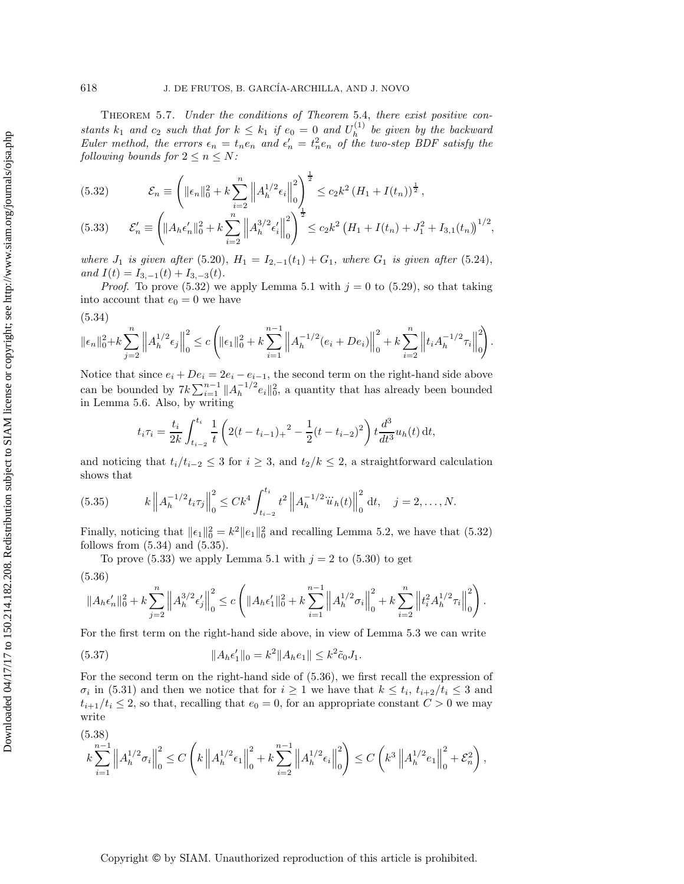**Theorem 5.7.** *Under the conditions of Theorem* 5.4, *there exist positive constants $k_1$ and $c_2$ such that for $k \le k_1$ if $e_0 = 0$ and $U_h^{(1)}$ be given by the backward Euler method, the errors $\epsilon_n = t_n e_n$ and $\epsilon_n' = t_n^2 e_n$ of the two-step BDF satisfy the following bounds for $2 \le n \le N$:*

$$\mathcal{E}_n \equiv \left( \|\epsilon_n\|_0^2 + k \sum_{i=2}^{n} \left\| A_h^{1/2} \epsilon_i \right\|_0^2 \right)^{\frac{1}{2}} \le c_2 k^2 \left( H_1 + I(t_n) \right)^{\frac{1}{2}}, \tag{5.32}$$

$$\mathcal{E}_n' \equiv \left( \|A_h \epsilon_n'\|_0^2 + k \sum_{i=2}^{n} \left\| A_h^{3/2} \epsilon_i' \right\|_0^2 \right)^{\frac{1}{2}} \le c_2 k^2 \left( H_1 + I(t_n) + J_1^2 + I_{3,1}(t_n) \right)^{1/2}, \tag{5.33}$$

*where $J_1$ is given after* (5.20), *$H_1 = I_{2,-1}(t_1) + G_1$, where $G_1$ is given after* (5.24), *and $I(t) = I_{3,-1}(t) + I_{3,-3}(t)$.*

*Proof.* To prove (5.32) we apply Lemma 5.1 with $j = 0$ to (5.29), so that taking into account that $e_0 = 0$ we have

$$\|\epsilon_n\|_0^2 + k \sum_{j=2}^{n} \left\| A_h^{1/2} \epsilon_j \right\|_0^2 \le c \left( \|\epsilon_1\|_0^2 + k \sum_{i=1}^{n-1} \left\| A_h^{-1/2} (e_i + De_i) \right\|_0^2 + k \sum_{i=2}^{n} \left\| t_i A_h^{-1/2} \tau_i \right\|_0^2 \right). \tag{5.34}$$

Notice that since $e_i + De_i = 2e_i - e_{i-1}$, the second term on the right-hand side above can be bounded by $7k \sum_{i=1}^{n-1} \|A_h^{-1/2} e_i\|_0^2$, a quantity that has already been bounded in Lemma 5.6. Also, by writing

$$t_i \tau_i = \frac{t_i}{2k} \int_{t_{i-2}}^{t_i} \frac{1}{t} \left( 2(t - t_{i-1})_+{}^2 - \frac{1}{2}(t - t_{i-2})^2 \right) t \frac{d^3}{dt^3} u_h(t) \, \mathrm{d}t,$$

and noticing that $t_i / t_{i-2} \le 3$ for $i \ge 3$, and $t_2 / k \le 2$, a straightforward calculation shows that

$$k \left\| A_h^{-1/2} t_i \tau_j \right\|_0^2 \le C k^4 \int_{t_{i-2}}^{t_i} t^2 \left\| A_h^{-1/2} \dddot{u}_h(t) \right\|_0^2 \mathrm{d}t, \quad j = 2, \ldots, N. \tag{5.35}$$

Finally, noticing that $\|\epsilon_1\|_0^2 = k^2 \|e_1\|_0^2$ and recalling Lemma 5.2, we have that (5.32) follows from (5.34) and (5.35).

To prove (5.33) we apply Lemma 5.1 with $j = 2$ to (5.30) to get

$$\|A_h \epsilon_n'\|_0^2 + k \sum_{j=2}^{n} \left\| A_h^{3/2} \epsilon_j' \right\|_0^2 \le c \left( \|A_h \epsilon_1'\|_0^2 + k \sum_{i=1}^{n-1} \left\| A_h^{1/2} \sigma_i \right\|_0^2 + k \sum_{i=2}^{n} \left\| t_i^2 A_h^{1/2} \tau_i \right\|_0^2 \right). \tag{5.36}$$

For the first term on the right-hand side above, in view of Lemma 5.3 we can write

$$\|A_h \epsilon_1'\|_0 = k^2 \|A_h e_1\| \le k^2 \tilde{c}_0 J_1. \tag{5.37}$$

For the second term on the right-hand side of (5.36), we first recall the expression of $\sigma_i$ in (5.31) and then we notice that for $i \ge 1$ we have that $k \le t_i$, $t_{i+2}/t_i \le 3$ and $t_{i+1}/t_i \le 2$, so that, recalling that $e_0 = 0$, for an appropriate constant $C > 0$ we may write

$$k \sum_{i=1}^{n-1} \left\| A_h^{1/2} \sigma_i \right\|_0^2 \le C \left( k \left\| A_h^{1/2} \epsilon_1 \right\|_0^2 + k \sum_{i=2}^{n-1} \left\| A_h^{1/2} \epsilon_i \right\|_0^2 \right) \le C \left( k^3 \left\| A_h^{1/2} e_1 \right\|_0^2 + \mathcal{E}_n^2 \right), \tag{5.38}$$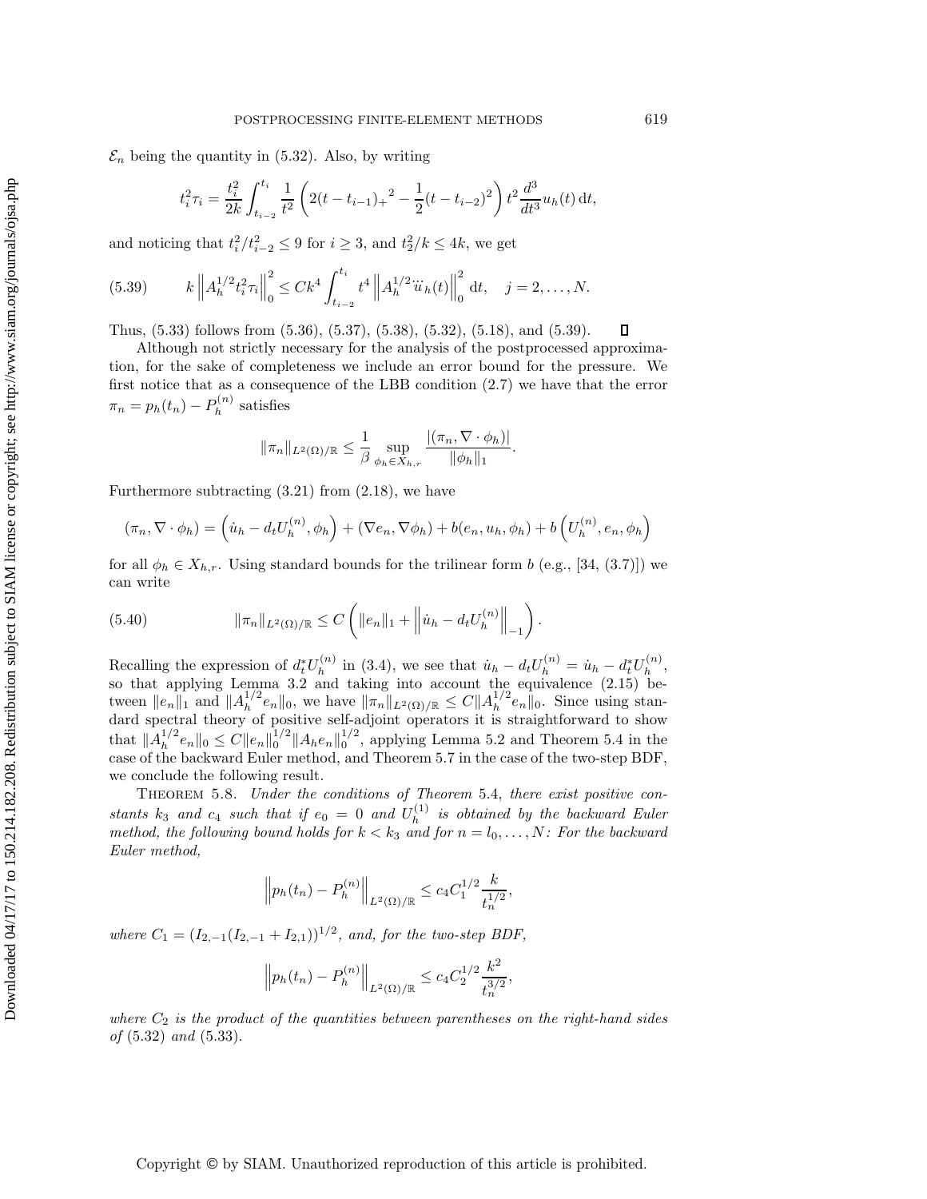$\mathcal{E}_n$ being the quantity in (5.32). Also, by writing

$$t_i^2\tau_i = \frac{t_i^2}{2k}\int_{t_{i-2}}^{t_i} \frac{1}{t^2}\left(2(t-t_{i-1})_+{}^2 - \frac{1}{2}(t-t_{i-2})^2\right) t^2 \frac{d^3}{dt^3}u_h(t)\,\mathrm{d}t,$$

and noticing that $t_i^2/t_{i-2}^2 \le 9$ for $i \ge 3$, and $t_2^2/k \le 4k$, we get

$$k\left\|A_h^{1/2} t_i^2 \tau_i\right\|_0^2 \le Ck^4 \int_{t_{i-2}}^{t_i} t^4 \left\|A_h^{1/2}\dddot{u}_h(t)\right\|_0^2 \mathrm{d}t, \quad j = 2,\ldots,N. \tag{5.39}$$

Thus, (5.33) follows from (5.36), (5.37), (5.38), (5.32), (5.18), and (5.39). ∎

Although not strictly necessary for the analysis of the postprocessed approximation, for the sake of completeness we include an error bound for the pressure. We first notice that as a consequence of the LBB condition (2.7) we have that the error $\pi_n = p_h(t_n) - P_h^{(n)}$ satisfies

$$\|\pi_n\|_{L^2(\Omega)/\mathbb{R}} \le \frac{1}{\beta}\sup_{\phi_h \in X_{h,r}} \frac{|(\pi_n, \nabla\cdot\phi_h)|}{\|\phi_h\|_1}.$$

Furthermore subtracting (3.21) from (2.18), we have

$$(\pi_n, \nabla\cdot\phi_h) = \left(\dot{u}_h - d_t U_h^{(n)}, \phi_h\right) + (\nabla e_n, \nabla\phi_h) + b(e_n, u_h, \phi_h) + b\left(U_h^{(n)}, e_n, \phi_h\right)$$

for all $\phi_h \in X_{h,r}$. Using standard bounds for the trilinear form $b$ (e.g., [34, (3.7)]) we can write

$$\|\pi_n\|_{L^2(\Omega)/\mathbb{R}} \le C\left(\|e_n\|_1 + \left\|\dot{u}_h - d_t U_h^{(n)}\right\|_{-1}\right). \tag{5.40}$$

Recalling the expression of $d_t^* U_h^{(n)}$ in (3.4), we see that $\dot{u}_h - d_t U_h^{(n)} = \dot{u}_h - d_t^* U_h^{(n)}$, so that applying Lemma 3.2 and taking into account the equivalence (2.15) between $\|e_n\|_1$ and $\|A_h^{1/2} e_n\|_0$, we have $\|\pi_n\|_{L^2(\Omega)/\mathbb{R}} \le C\|A_h^{1/2} e_n\|_0$. Since using standard spectral theory of positive self-adjoint operators it is straightforward to show that $\|A_h^{1/2} e_n\|_0 \le C\|e_n\|_0^{1/2}\|A_h e_n\|_0^{1/2}$, applying Lemma 5.2 and Theorem 5.4 in the case of the backward Euler method, and Theorem 5.7 in the case of the two-step BDF, we conclude the following result.

**Theorem 5.8.** *Under the conditions of Theorem* 5.4, *there exist positive constants $k_3$ and $c_4$ such that if $e_0 = 0$ and $U_h^{(1)}$ is obtained by the backward Euler method, the following bound holds for $k < k_3$ and for $n = l_0, \ldots, N$: For the backward Euler method,*

$$\left\|p_h(t_n) - P_h^{(n)}\right\|_{L^2(\Omega)/\mathbb{R}} \le c_4 C_1^{1/2}\frac{k}{t_n^{1/2}},$$

*where $C_1 = (I_{2,-1}(I_{2,-1} + I_{2,1}))^{1/2}$, and, for the two-step BDF,*

$$\left\|p_h(t_n) - P_h^{(n)}\right\|_{L^2(\Omega)/\mathbb{R}} \le c_4 C_2^{1/2}\frac{k^2}{t_n^{3/2}},$$

*where $C_2$ is the product of the quantities between parentheses on the right-hand sides of* (5.32) *and* (5.33).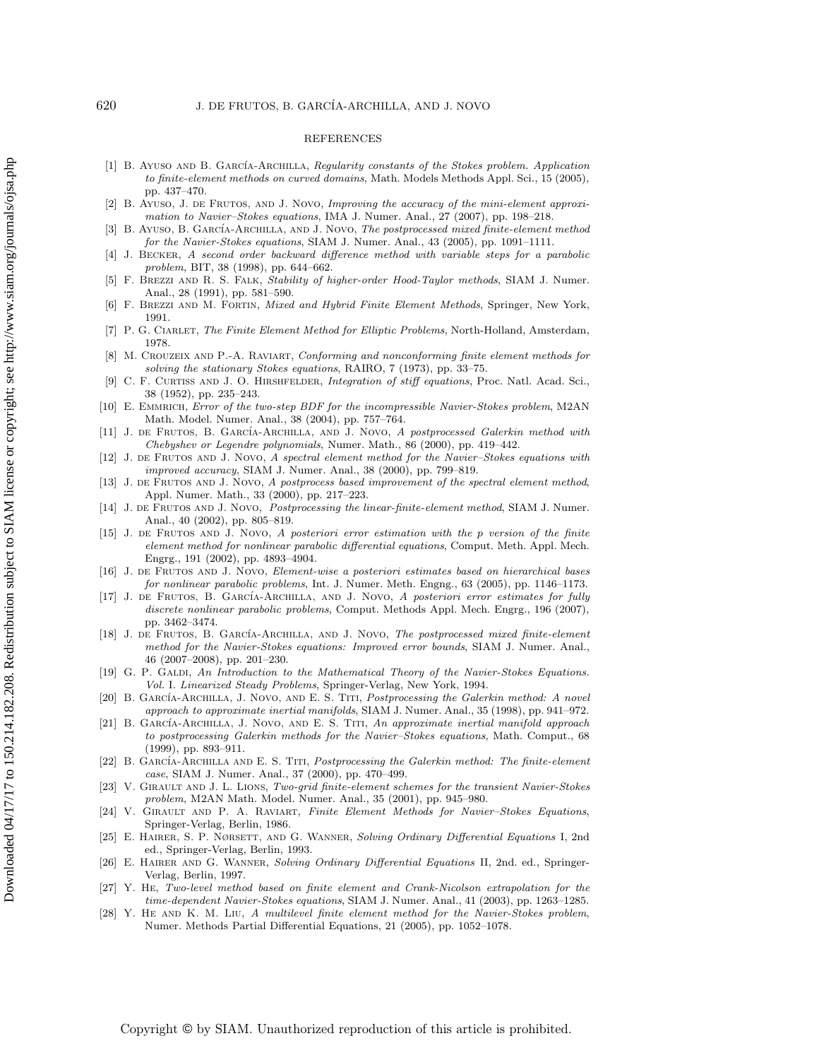## REFERENCES

[1] B. Ayuso and B. García-Archilla, *Regularity constants of the Stokes problem. Application to finite-element methods on curved domains*, Math. Models Methods Appl. Sci., 15 (2005), pp. 437–470.

[2] B. Ayuso, J. de Frutos, and J. Novo, *Improving the accuracy of the mini-element approximation to Navier–Stokes equations*, IMA J. Numer. Anal., 27 (2007), pp. 198–218.

[3] B. Ayuso, B. García-Archilla, and J. Novo, *The postprocessed mixed finite-element method for the Navier-Stokes equations*, SIAM J. Numer. Anal., 43 (2005), pp. 1091–1111.

[4] J. Becker, *A second order backward difference method with variable steps for a parabolic problem*, BIT, 38 (1998), pp. 644–662.

[5] F. Brezzi and R. S. Falk, *Stability of higher-order Hood-Taylor methods*, SIAM J. Numer. Anal., 28 (1991), pp. 581–590.

[6] F. Brezzi and M. Fortin, *Mixed and Hybrid Finite Element Methods*, Springer, New York, 1991.

[7] P. G. Ciarlet, *The Finite Element Method for Elliptic Problems*, North-Holland, Amsterdam, 1978.

[8] M. Crouzeix and P.-A. Raviart, *Conforming and nonconforming finite element methods for solving the stationary Stokes equations*, RAIRO, 7 (1973), pp. 33–75.

[9] C. F. Curtiss and J. O. Hirshfelder, *Integration of stiff equations*, Proc. Natl. Acad. Sci., 38 (1952), pp. 235–243.

[10] E. Emmrich, *Error of the two-step BDF for the incompressible Navier-Stokes problem*, M2AN Math. Model. Numer. Anal., 38 (2004), pp. 757–764.

[11] J. de Frutos, B. García-Archilla, and J. Novo, *A postprocessed Galerkin method with Chebyshev or Legendre polynomials*, Numer. Math., 86 (2000), pp. 419–442.

[12] J. de Frutos and J. Novo, *A spectral element method for the Navier–Stokes equations with improved accuracy*, SIAM J. Numer. Anal., 38 (2000), pp. 799–819.

[13] J. de Frutos and J. Novo, *A postprocess based improvement of the spectral element method*, Appl. Numer. Math., 33 (2000), pp. 217–223.

[14] J. de Frutos and J. Novo, *Postprocessing the linear-finite-element method*, SIAM J. Numer. Anal., 40 (2002), pp. 805–819.

[15] J. de Frutos and J. Novo, *A posteriori error estimation with the p version of the finite element method for nonlinear parabolic differential equations*, Comput. Meth. Appl. Mech. Engrg., 191 (2002), pp. 4893–4904.

[16] J. de Frutos and J. Novo, *Element-wise a posteriori estimates based on hierarchical bases for nonlinear parabolic problems*, Int. J. Numer. Meth. Engng., 63 (2005), pp. 1146–1173.

[17] J. de Frutos, B. García-Archilla, and J. Novo, *A posteriori error estimates for fully discrete nonlinear parabolic problems*, Comput. Methods Appl. Mech. Engrg., 196 (2007), pp. 3462–3474.

[18] J. de Frutos, B. García-Archilla, and J. Novo, *The postprocessed mixed finite-element method for the Navier-Stokes equations: Improved error bounds*, SIAM J. Numer. Anal., 46 (2007–2008), pp. 201–230.

[19] G. P. Galdi, *An Introduction to the Mathematical Theory of the Navier-Stokes Equations. Vol.* I. *Linearized Steady Problems*, Springer-Verlag, New York, 1994.

[20] B. García-Archilla, J. Novo, and E. S. Titi, *Postprocessing the Galerkin method: A novel approach to approximate inertial manifolds*, SIAM J. Numer. Anal., 35 (1998), pp. 941–972.

[21] B. García-Archilla, J. Novo, and E. S. Titi, *An approximate inertial manifold approach to postprocessing Galerkin methods for the Navier–Stokes equations*, Math. Comput., 68 (1999), pp. 893–911.

[22] B. García-Archilla and E. S. Titi, *Postprocessing the Galerkin method: The finite-element case*, SIAM J. Numer. Anal., 37 (2000), pp. 470–499.

[23] V. Girault and J. L. Lions, *Two-grid finite-element schemes for the transient Navier-Stokes problem*, M2AN Math. Model. Numer. Anal., 35 (2001), pp. 945–980.

[24] V. Girault and P. A. Raviart, *Finite Element Methods for Navier–Stokes Equations*, Springer-Verlag, Berlin, 1986.

[25] E. Hairer, S. P. Nørsett, and G. Wanner, *Solving Ordinary Differential Equations* I, 2nd ed., Springer-Verlag, Berlin, 1993.

[26] E. Hairer and G. Wanner, *Solving Ordinary Differential Equations* II, 2nd. ed., Springer-Verlag, Berlin, 1997.

[27] Y. He, *Two-level method based on finite element and Crank-Nicolson extrapolation for the time-dependent Navier-Stokes equations*, SIAM J. Numer. Anal., 41 (2003), pp. 1263–1285.

[28] Y. He and K. M. Liu, *A multilevel finite element method for the Navier-Stokes problem*, Numer. Methods Partial Differential Equations, 21 (2005), pp. 1052–1078.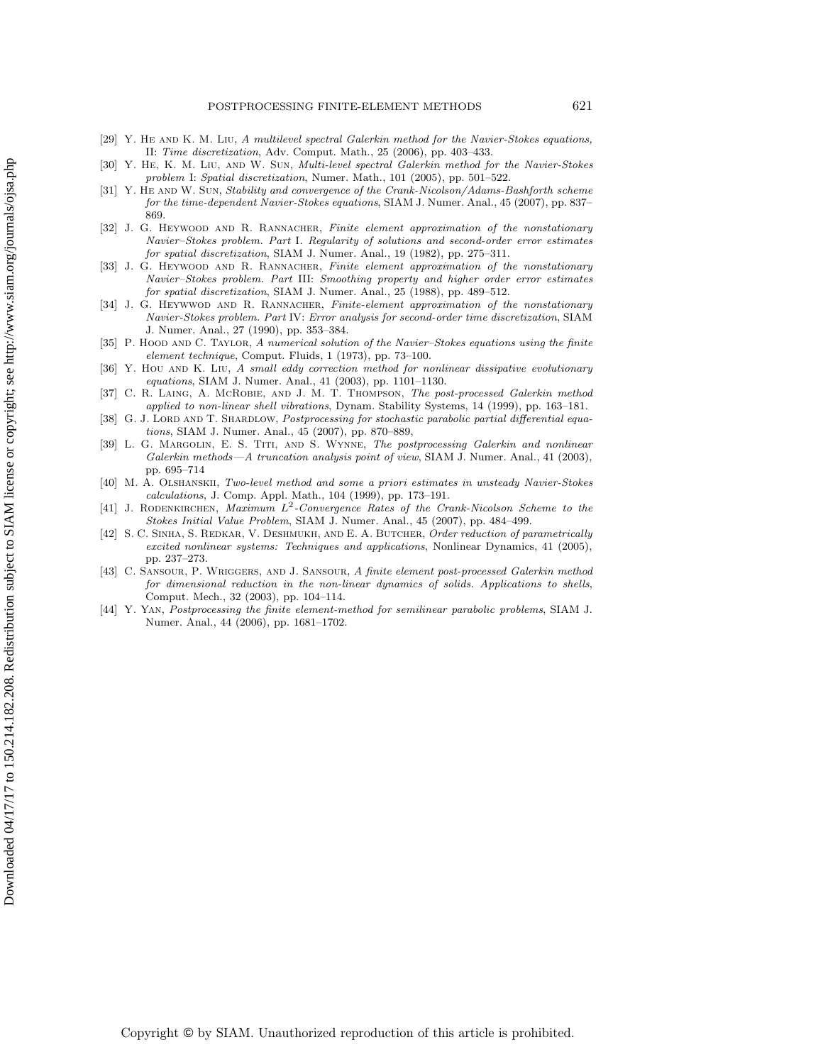[29] Y. He and K. M. Liu, *A multilevel spectral Galerkin method for the Navier-Stokes equations, II: Time discretization*, Adv. Comput. Math., 25 (2006), pp. 403–433.

[30] Y. He, K. M. Liu, and W. Sun, *Multi-level spectral Galerkin method for the Navier-Stokes problem I: Spatial discretization*, Numer. Math., 101 (2005), pp. 501–522.

[31] Y. He and W. Sun, *Stability and convergence of the Crank-Nicolson/Adams-Bashforth scheme for the time-dependent Navier-Stokes equations*, SIAM J. Numer. Anal., 45 (2007), pp. 837–869.

[32] J. G. Heywood and R. Rannacher, *Finite element approximation of the nonstationary Navier–Stokes problem. Part I. Regularity of solutions and second-order error estimates for spatial discretization*, SIAM J. Numer. Anal., 19 (1982), pp. 275–311.

[33] J. G. Heywood and R. Rannacher, *Finite element approximation of the nonstationary Navier–Stokes problem. Part III: Smoothing property and higher order error estimates for spatial discretization*, SIAM J. Numer. Anal., 25 (1988), pp. 489–512.

[34] J. G. Heywwod and R. Rannacher, *Finite-element approximation of the nonstationary Navier-Stokes problem. Part IV: Error analysis for second-order time discretization*, SIAM J. Numer. Anal., 27 (1990), pp. 353–384.

[35] P. Hood and C. Taylor, *A numerical solution of the Navier–Stokes equations using the finite element technique*, Comput. Fluids, 1 (1973), pp. 73–100.

[36] Y. Hou and K. Liu, *A small eddy correction method for nonlinear dissipative evolutionary equations*, SIAM J. Numer. Anal., 41 (2003), pp. 1101–1130.

[37] C. R. Laing, A. McRobie, and J. M. T. Thompson, *The post-processed Galerkin method applied to non-linear shell vibrations*, Dynam. Stability Systems, 14 (1999), pp. 163–181.

[38] G. J. Lord and T. Shardlow, *Postprocessing for stochastic parabolic partial differential equations*, SIAM J. Numer. Anal., 45 (2007), pp. 870–889,

[39] L. G. Margolin, E. S. Titi, and S. Wynne, *The postprocessing Galerkin and nonlinear Galerkin methods—A truncation analysis point of view*, SIAM J. Numer. Anal., 41 (2003), pp. 695–714

[40] M. A. Olshanskii, *Two-level method and some a priori estimates in unsteady Navier-Stokes calculations*, J. Comp. Appl. Math., 104 (1999), pp. 173–191.

[41] J. Rodenkirchen, *Maximum $L^2$-Convergence Rates of the Crank-Nicolson Scheme to the Stokes Initial Value Problem*, SIAM J. Numer. Anal., 45 (2007), pp. 484–499.

[42] S. C. Sinha, S. Redkar, V. Deshmukh, and E. A. Butcher, *Order reduction of parametrically excited nonlinear systems: Techniques and applications*, Nonlinear Dynamics, 41 (2005), pp. 237–273.

[43] C. Sansour, P. Wriggers, and J. Sansour, *A finite element post-processed Galerkin method for dimensional reduction in the non-linear dynamics of solids. Applications to shells*, Comput. Mech., 32 (2003), pp. 104–114.

[44] Y. Yan, *Postprocessing the finite element-method for semilinear parabolic problems*, SIAM J. Numer. Anal., 44 (2006), pp. 1681–1702.